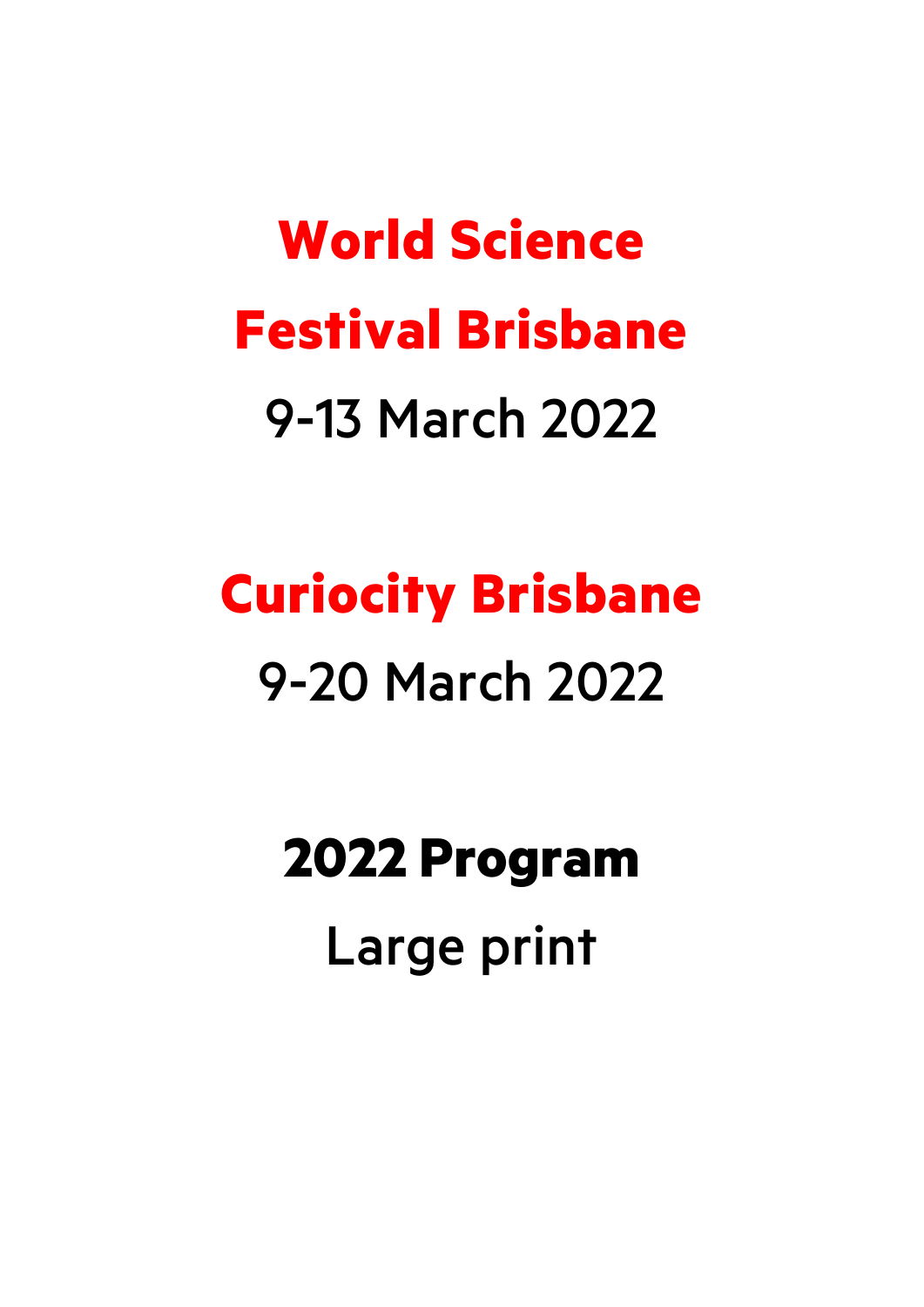# World Science Festival Brisbane

9-13 March 2022

# Curiocity Brisbane

9-20 March 2022

## 2022 Program

Large print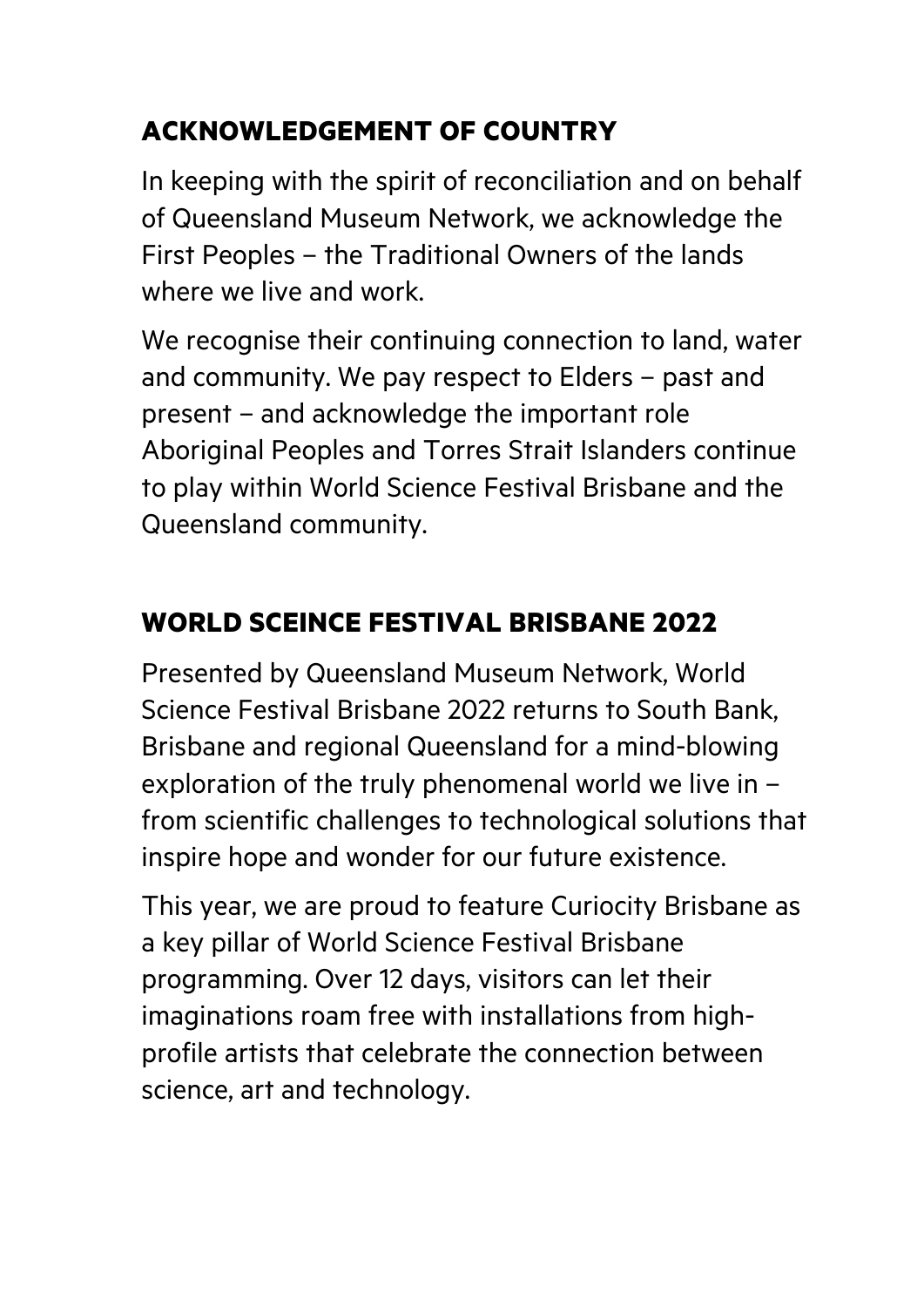## ACKNOWLEDGEMENT OF COUNTRY

In keeping with the spirit of reconciliation and on behalf of Queensland Museum Network, we acknowledge the First Peoples – the Traditional Owners of the lands where we live and work.

We recognise their continuing connection to land, water and community. We pay respect to Elders – past and present – and acknowledge the important role Aboriginal Peoples and Torres Strait Islanders continue to play within World Science Festival Brisbane and the Queensland community.

## WORLD SCEINCE FESTIVAL BRISBANE 2022

Presented by Queensland Museum Network, World Science Festival Brisbane 2022 returns to South Bank, Brisbane and regional Queensland for a mind-blowing exploration of the truly phenomenal world we live in – from scientific challenges to technological solutions that inspire hope and wonder for our future existence.

This year, we are proud to feature Curiocity Brisbane as a key pillar of World Science Festival Brisbane programming. Over 12 days, visitors can let their imaginations roam free with installations from high-profile artists that celebrate the connection between science, art and technology.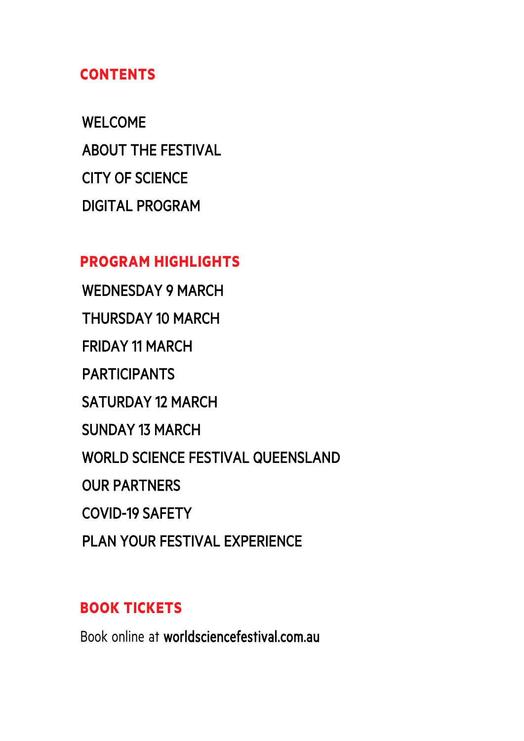## CONTENTS

WELCOME

ABOUT THE FESTIVAL

CITY OF SCIENCE

DIGITAL PROGRAM

## PROGRAM HIGHLIGHTS

WEDNESDAY 9 MARCH

THURSDAY 10 MARCH

FRIDAY 11 MARCH

PARTICIPANTS

SATURDAY 12 MARCH

SUNDAY 13 MARCH

WORLD SCIENCE FESTIVAL QUEENSLAND

OUR PARTNERS

COVID-19 SAFETY

PLAN YOUR FESTIVAL EXPERIENCE

## BOOK TICKETS

Book online at **worldsciencefestival.com.au**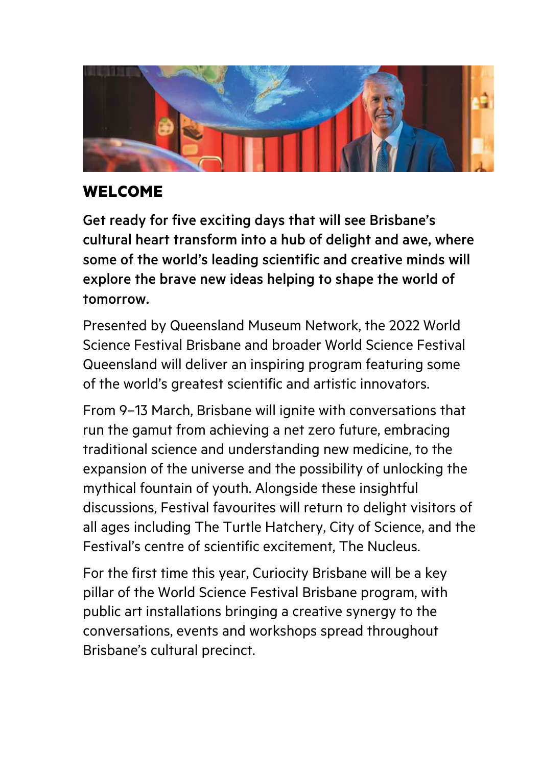## WELCOME

**Get ready for five exciting days that will see Brisbane's cultural heart transform into a hub of delight and awe, where some of the world's leading scientific and creative minds will explore the brave new ideas helping to shape the world of tomorrow.**

Presented by Queensland Museum Network, the 2022 World Science Festival Brisbane and broader World Science Festival Queensland will deliver an inspiring program featuring some of the world's greatest scientific and artistic innovators.

From 9–13 March, Brisbane will ignite with conversations that run the gamut from achieving a net zero future, embracing traditional science and understanding new medicine, to the expansion of the universe and the possibility of unlocking the mythical fountain of youth. Alongside these insightful discussions, Festival favourites will return to delight visitors of all ages including The Turtle Hatchery, City of Science, and the Festival's centre of scientific excitement, The Nucleus.

For the first time this year, Curiocity Brisbane will be a key pillar of the World Science Festival Brisbane program, with public art installations bringing a creative synergy to the conversations, events and workshops spread throughout Brisbane's cultural precinct.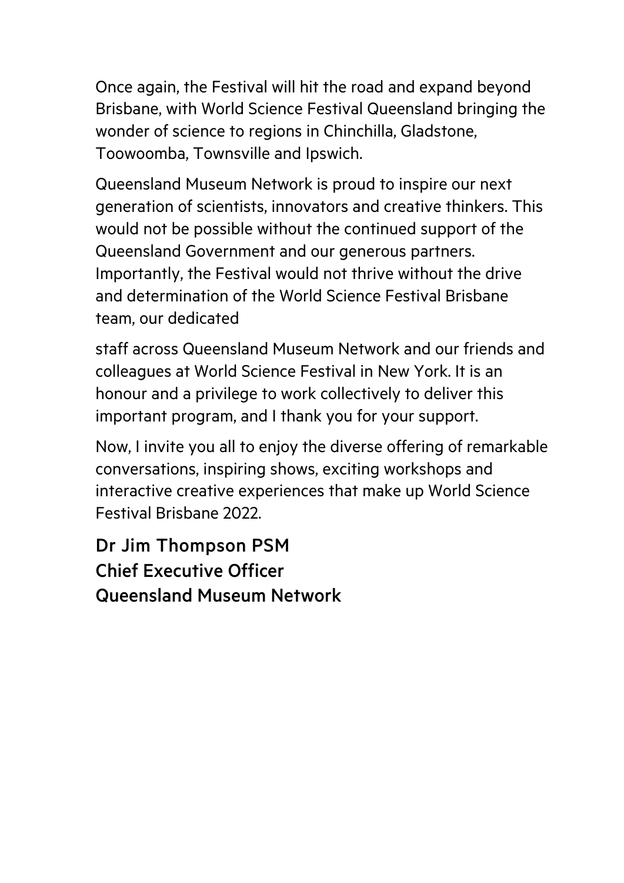Once again, the Festival will hit the road and expand beyond Brisbane, with World Science Festival Queensland bringing the wonder of science to regions in Chinchilla, Gladstone, Toowoomba, Townsville and Ipswich.

Queensland Museum Network is proud to inspire our next generation of scientists, innovators and creative thinkers. This would not be possible without the continued support of the Queensland Government and our generous partners. Importantly, the Festival would not thrive without the drive and determination of the World Science Festival Brisbane team, our dedicated

staff across Queensland Museum Network and our friends and colleagues at World Science Festival in New York. It is an honour and a privilege to work collectively to deliver this important program, and I thank you for your support.

Now, I invite you all to enjoy the diverse offering of remarkable conversations, inspiring shows, exciting workshops and interactive creative experiences that make up World Science Festival Brisbane 2022.

**Dr Jim Thompson PSM**
**Chief Executive Officer**
**Queensland Museum Network**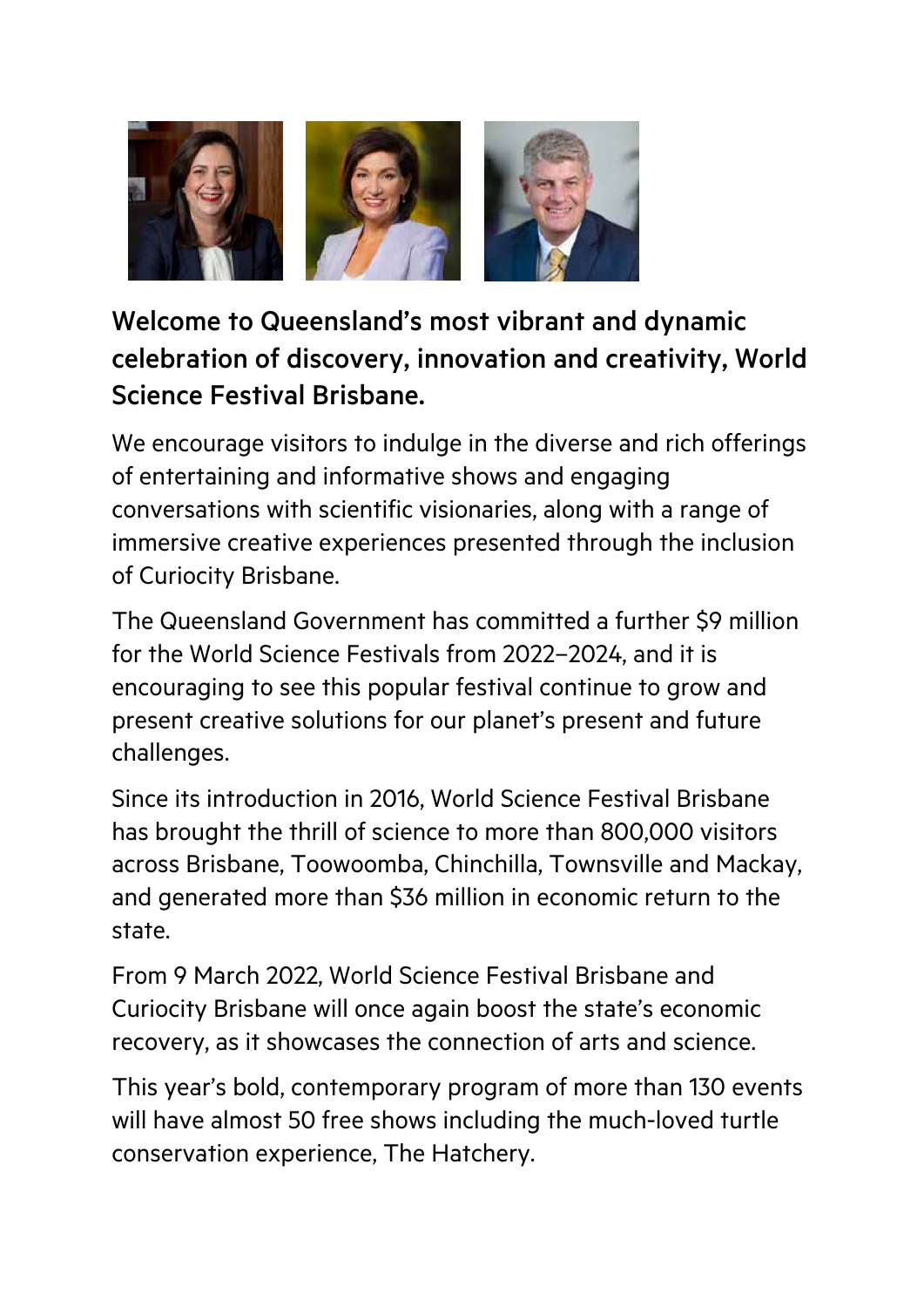**Welcome to Queensland's most vibrant and dynamic celebration of discovery, innovation and creativity, World Science Festival Brisbane.**

We encourage visitors to indulge in the diverse and rich offerings of entertaining and informative shows and engaging conversations with scientific visionaries, along with a range of immersive creative experiences presented through the inclusion of Curiocity Brisbane.

The Queensland Government has committed a further $9 million for the World Science Festivals from 2022–2024, and it is encouraging to see this popular festival continue to grow and present creative solutions for our planet's present and future challenges.

Since its introduction in 2016, World Science Festival Brisbane has brought the thrill of science to more than 800,000 visitors across Brisbane, Toowoomba, Chinchilla, Townsville and Mackay, and generated more than $36 million in economic return to the state.

From 9 March 2022, World Science Festival Brisbane and Curiocity Brisbane will once again boost the state's economic recovery, as it showcases the connection of arts and science.

This year's bold, contemporary program of more than 130 events will have almost 50 free shows including the much-loved turtle conservation experience, The Hatchery.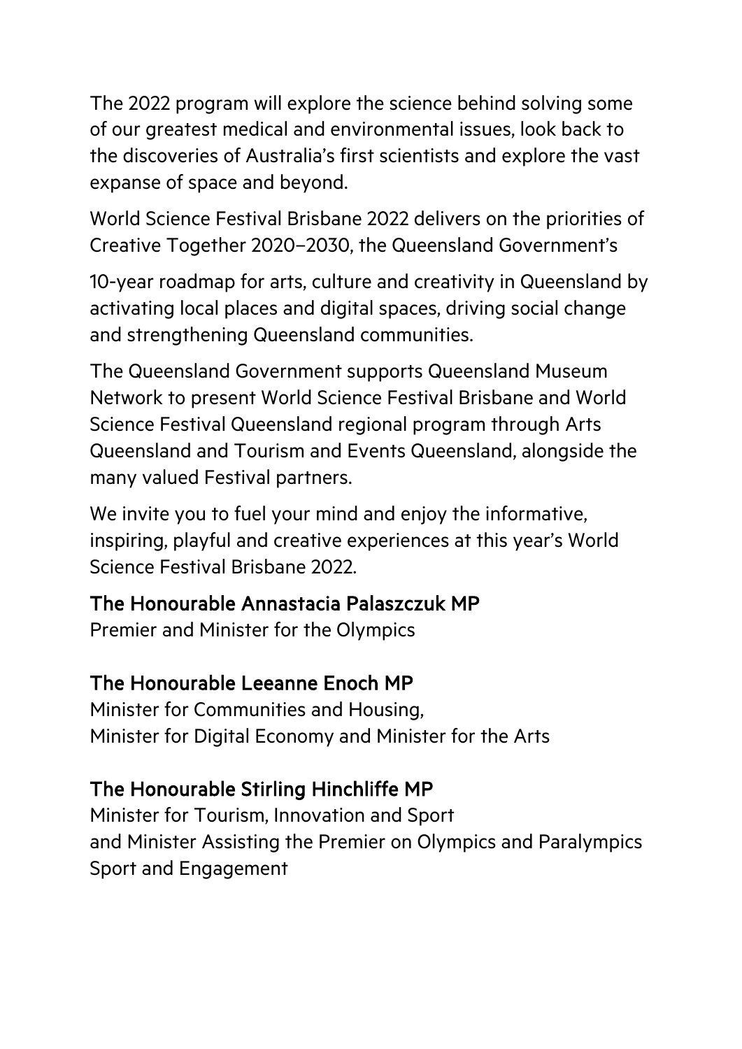The 2022 program will explore the science behind solving some of our greatest medical and environmental issues, look back to the discoveries of Australia's first scientists and explore the vast expanse of space and beyond.

World Science Festival Brisbane 2022 delivers on the priorities of Creative Together 2020–2030, the Queensland Government's

10-year roadmap for arts, culture and creativity in Queensland by activating local places and digital spaces, driving social change and strengthening Queensland communities.

The Queensland Government supports Queensland Museum Network to present World Science Festival Brisbane and World Science Festival Queensland regional program through Arts Queensland and Tourism and Events Queensland, alongside the many valued Festival partners.

We invite you to fuel your mind and enjoy the informative, inspiring, playful and creative experiences at this year's World Science Festival Brisbane 2022.

**The Honourable Annastacia Palaszczuk MP**
Premier and Minister for the Olympics

**The Honourable Leeanne Enoch MP**
Minister for Communities and Housing,
Minister for Digital Economy and Minister for the Arts

**The Honourable Stirling Hinchliffe MP**
Minister for Tourism, Innovation and Sport
and Minister Assisting the Premier on Olympics and Paralympics Sport and Engagement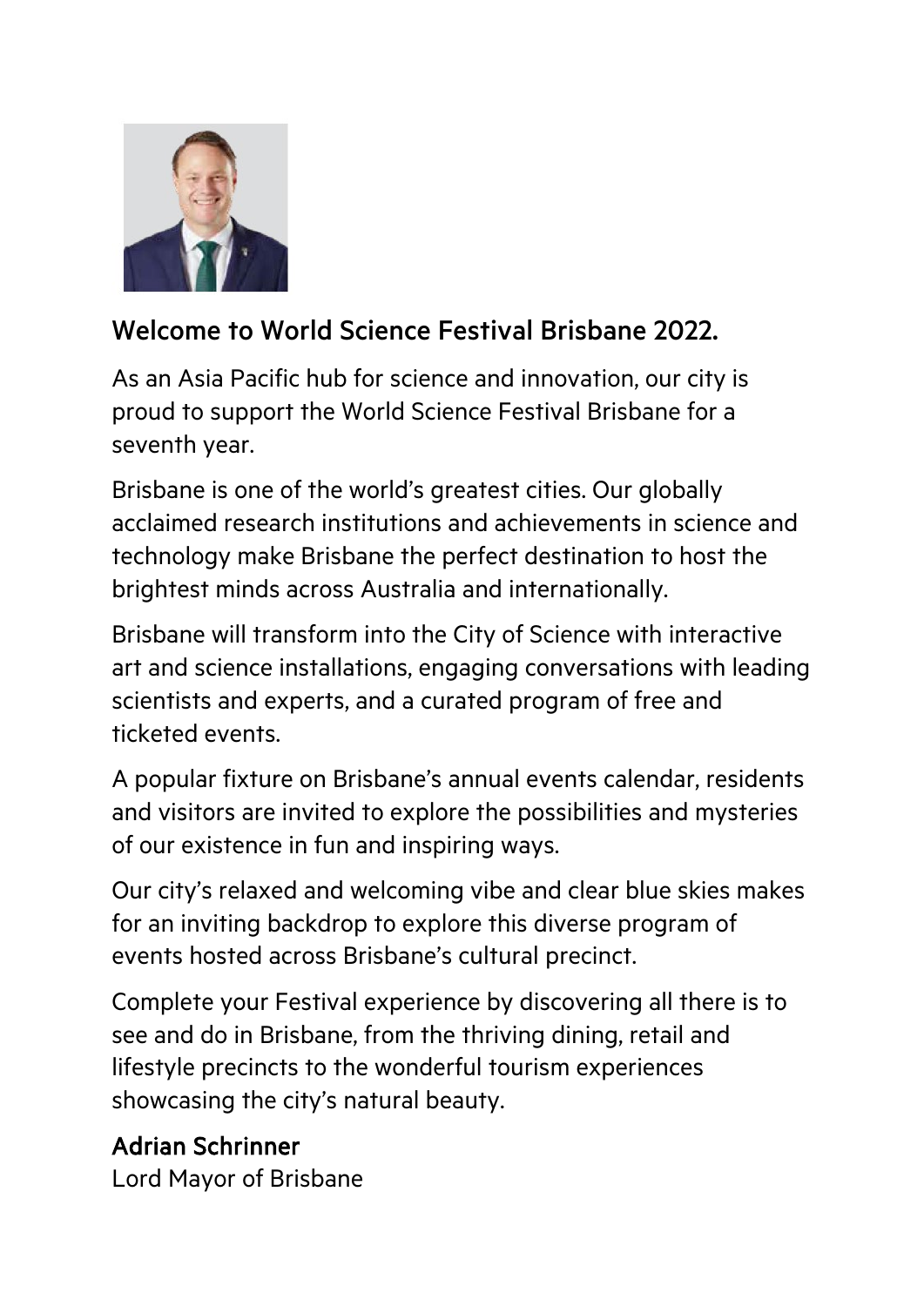## Welcome to World Science Festival Brisbane 2022.

As an Asia Pacific hub for science and innovation, our city is proud to support the World Science Festival Brisbane for a seventh year.

Brisbane is one of the world's greatest cities. Our globally acclaimed research institutions and achievements in science and technology make Brisbane the perfect destination to host the brightest minds across Australia and internationally.

Brisbane will transform into the City of Science with interactive art and science installations, engaging conversations with leading scientists and experts, and a curated program of free and ticketed events.

A popular fixture on Brisbane's annual events calendar, residents and visitors are invited to explore the possibilities and mysteries of our existence in fun and inspiring ways.

Our city's relaxed and welcoming vibe and clear blue skies makes for an inviting backdrop to explore this diverse program of events hosted across Brisbane's cultural precinct.

Complete your Festival experience by discovering all there is to see and do in Brisbane, from the thriving dining, retail and lifestyle precincts to the wonderful tourism experiences showcasing the city's natural beauty.

**Adrian Schrinner**
Lord Mayor of Brisbane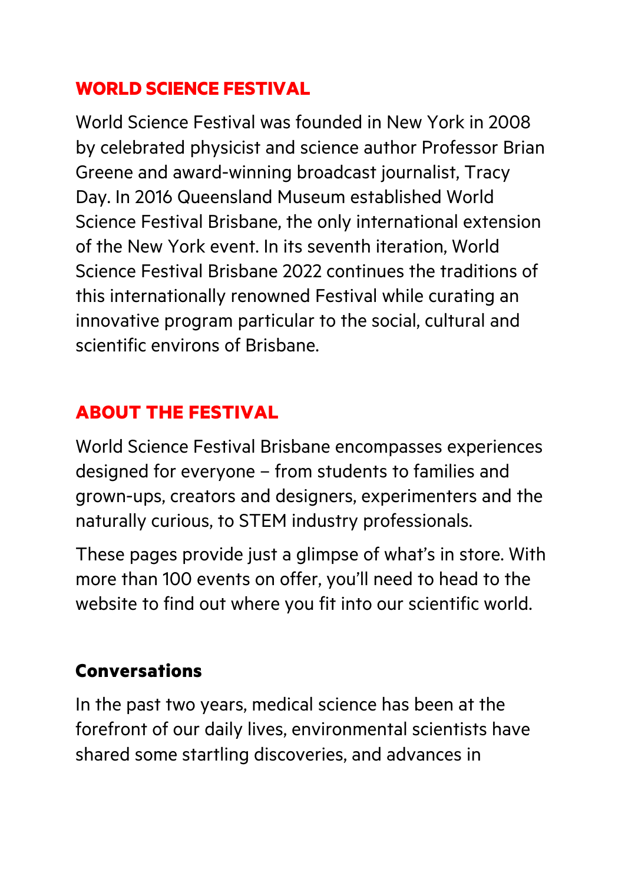## WORLD SCIENCE FESTIVAL

World Science Festival was founded in New York in 2008 by celebrated physicist and science author Professor Brian Greene and award-winning broadcast journalist, Tracy Day. In 2016 Queensland Museum established World Science Festival Brisbane, the only international extension of the New York event. In its seventh iteration, World Science Festival Brisbane 2022 continues the traditions of this internationally renowned Festival while curating an innovative program particular to the social, cultural and scientific environs of Brisbane.

## ABOUT THE FESTIVAL

World Science Festival Brisbane encompasses experiences designed for everyone – from students to families and grown-ups, creators and designers, experimenters and the naturally curious, to STEM industry professionals.

These pages provide just a glimpse of what's in store. With more than 100 events on offer, you'll need to head to the website to find out where you fit into our scientific world.

### Conversations

In the past two years, medical science has been at the forefront of our daily lives, environmental scientists have shared some startling discoveries, and advances in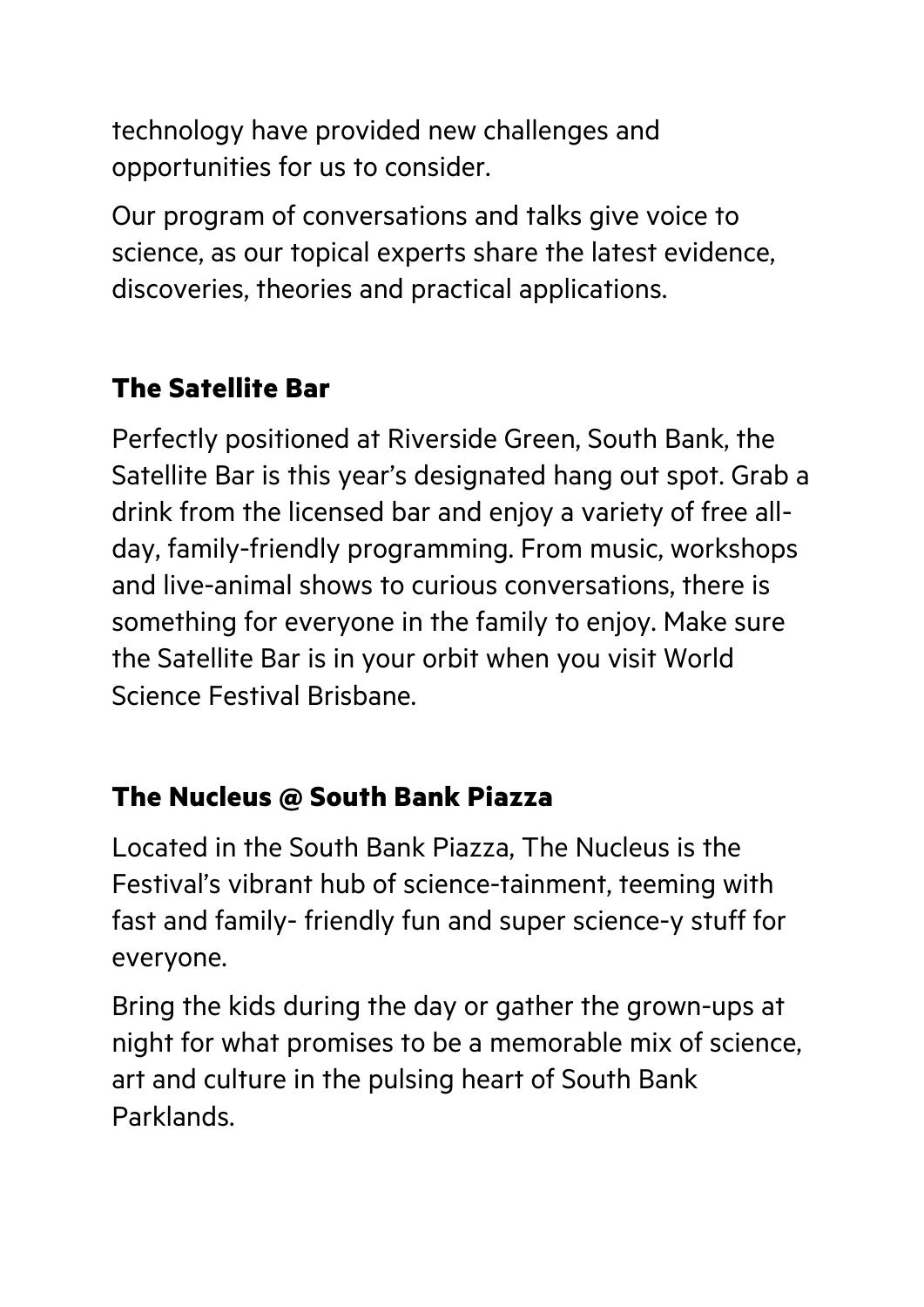technology have provided new challenges and opportunities for us to consider.

Our program of conversations and talks give voice to science, as our topical experts share the latest evidence, discoveries, theories and practical applications.

## The Satellite Bar

Perfectly positioned at Riverside Green, South Bank, the Satellite Bar is this year's designated hang out spot. Grab a drink from the licensed bar and enjoy a variety of free all-day, family-friendly programming. From music, workshops and live-animal shows to curious conversations, there is something for everyone in the family to enjoy. Make sure the Satellite Bar is in your orbit when you visit World Science Festival Brisbane.

## The Nucleus @ South Bank Piazza

Located in the South Bank Piazza, The Nucleus is the Festival's vibrant hub of science-tainment, teeming with fast and family- friendly fun and super science-y stuff for everyone.

Bring the kids during the day or gather the grown-ups at night for what promises to be a memorable mix of science, art and culture in the pulsing heart of South Bank Parklands.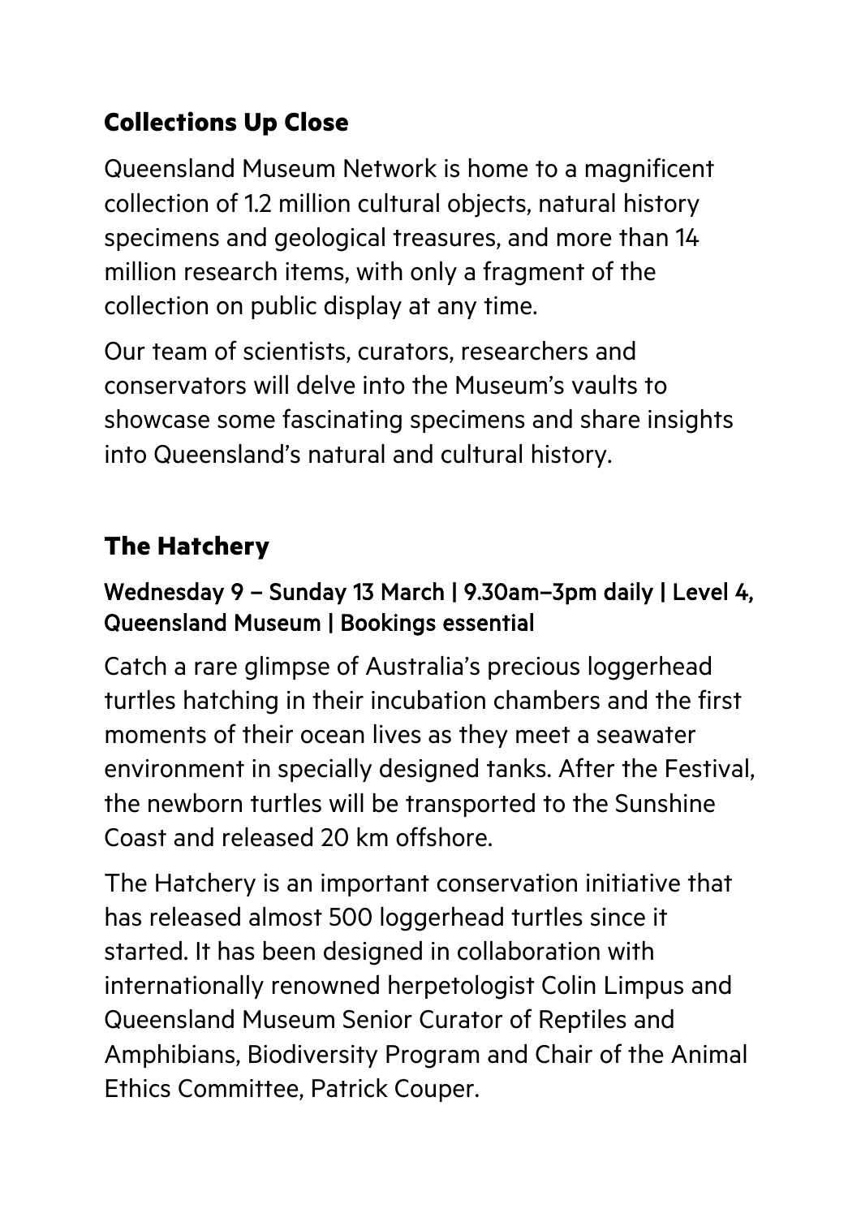## Collections Up Close

Queensland Museum Network is home to a magnificent collection of 1.2 million cultural objects, natural history specimens and geological treasures, and more than 14 million research items, with only a fragment of the collection on public display at any time.

Our team of scientists, curators, researchers and conservators will delve into the Museum's vaults to showcase some fascinating specimens and share insights into Queensland's natural and cultural history.

## The Hatchery

Wednesday 9 – Sunday 13 March | 9.30am–3pm daily | Level 4, Queensland Museum | Bookings essential

Catch a rare glimpse of Australia's precious loggerhead turtles hatching in their incubation chambers and the first moments of their ocean lives as they meet a seawater environment in specially designed tanks. After the Festival, the newborn turtles will be transported to the Sunshine Coast and released 20 km offshore.

The Hatchery is an important conservation initiative that has released almost 500 loggerhead turtles since it started. It has been designed in collaboration with internationally renowned herpetologist Colin Limpus and Queensland Museum Senior Curator of Reptiles and Amphibians, Biodiversity Program and Chair of the Animal Ethics Committee, Patrick Couper.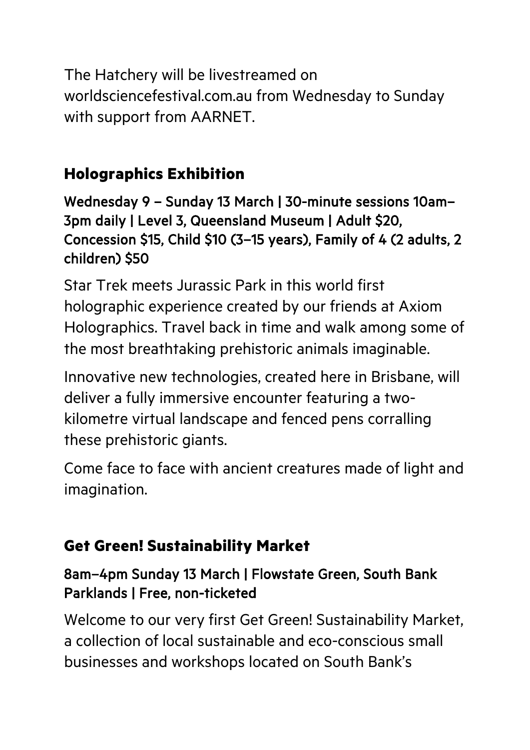The Hatchery will be livestreamed on worldsciencefestival.com.au from Wednesday to Sunday with support from AARNET.

## Holographics Exhibition

**Wednesday 9 – Sunday 13 March | 30-minute sessions 10am–3pm daily | Level 3, Queensland Museum | Adult $20, Concession $15, Child $10 (3–15 years), Family of 4 (2 adults, 2 children) $50**

Star Trek meets Jurassic Park in this world first holographic experience created by our friends at Axiom Holographics. Travel back in time and walk among some of the most breathtaking prehistoric animals imaginable.

Innovative new technologies, created here in Brisbane, will deliver a fully immersive encounter featuring a two-kilometre virtual landscape and fenced pens corralling these prehistoric giants.

Come face to face with ancient creatures made of light and imagination.

## Get Green! Sustainability Market

**8am–4pm Sunday 13 March | Flowstate Green, South Bank Parklands | Free, non-ticketed**

Welcome to our very first Get Green! Sustainability Market, a collection of local sustainable and eco-conscious small businesses and workshops located on South Bank's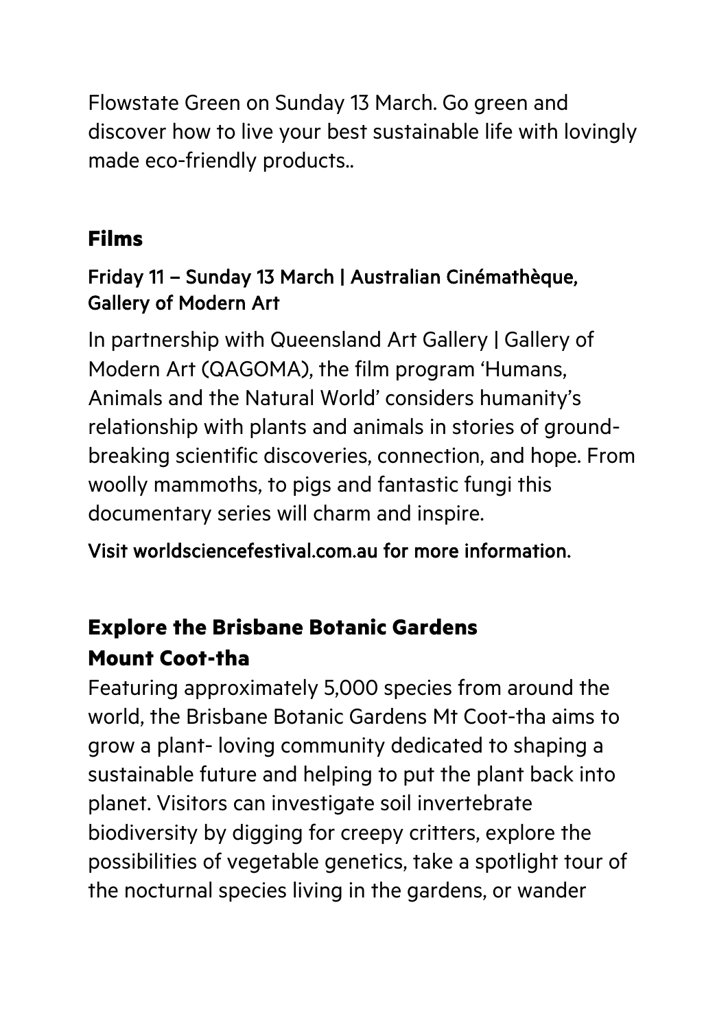Flowstate Green on Sunday 13 March. Go green and discover how to live your best sustainable life with lovingly made eco-friendly products..

## Films

**Friday 11 – Sunday 13 March | Australian Cinémathèque, Gallery of Modern Art**

In partnership with Queensland Art Gallery | Gallery of Modern Art (QAGOMA), the film program 'Humans, Animals and the Natural World' considers humanity's relationship with plants and animals in stories of ground-breaking scientific discoveries, connection, and hope. From woolly mammoths, to pigs and fantastic fungi this documentary series will charm and inspire.

**Visit worldsciencefestival.com.au for more information.**

## Explore the Brisbane Botanic Gardens Mount Coot-tha

Featuring approximately 5,000 species from around the world, the Brisbane Botanic Gardens Mt Coot-tha aims to grow a plant- loving community dedicated to shaping a sustainable future and helping to put the plant back into planet. Visitors can investigate soil invertebrate biodiversity by digging for creepy critters, explore the possibilities of vegetable genetics, take a spotlight tour of the nocturnal species living in the gardens, or wander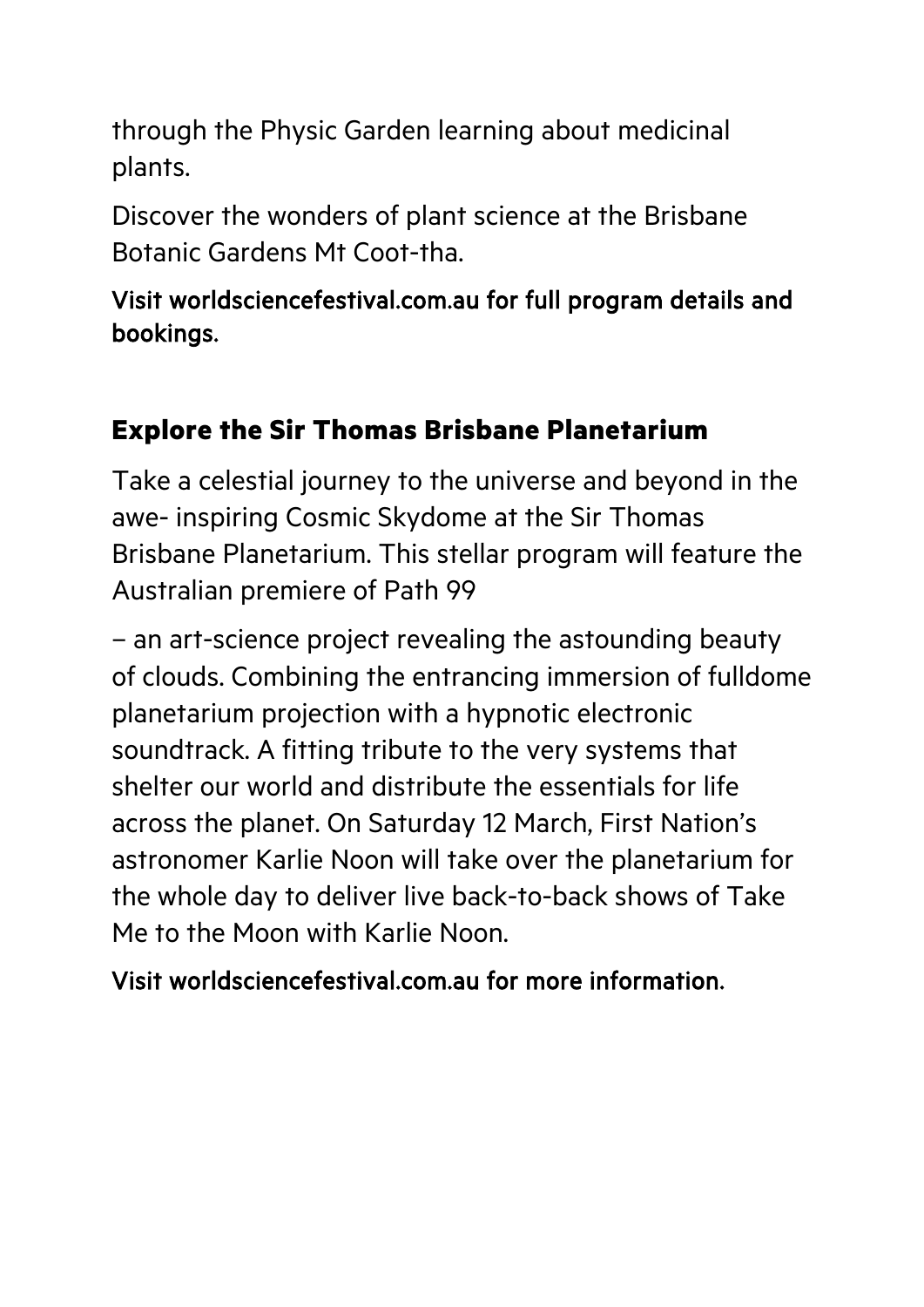through the Physic Garden learning about medicinal plants.

Discover the wonders of plant science at the Brisbane Botanic Gardens Mt Coot-tha.

**Visit worldsciencefestival.com.au for full program details and bookings.**

## Explore the Sir Thomas Brisbane Planetarium

Take a celestial journey to the universe and beyond in the awe- inspiring Cosmic Skydome at the Sir Thomas Brisbane Planetarium. This stellar program will feature the Australian premiere of Path 99

– an art-science project revealing the astounding beauty of clouds. Combining the entrancing immersion of fulldome planetarium projection with a hypnotic electronic soundtrack. A fitting tribute to the very systems that shelter our world and distribute the essentials for life across the planet. On Saturday 12 March, First Nation's astronomer Karlie Noon will take over the planetarium for the whole day to deliver live back-to-back shows of Take Me to the Moon with Karlie Noon.

**Visit worldsciencefestival.com.au for more information.**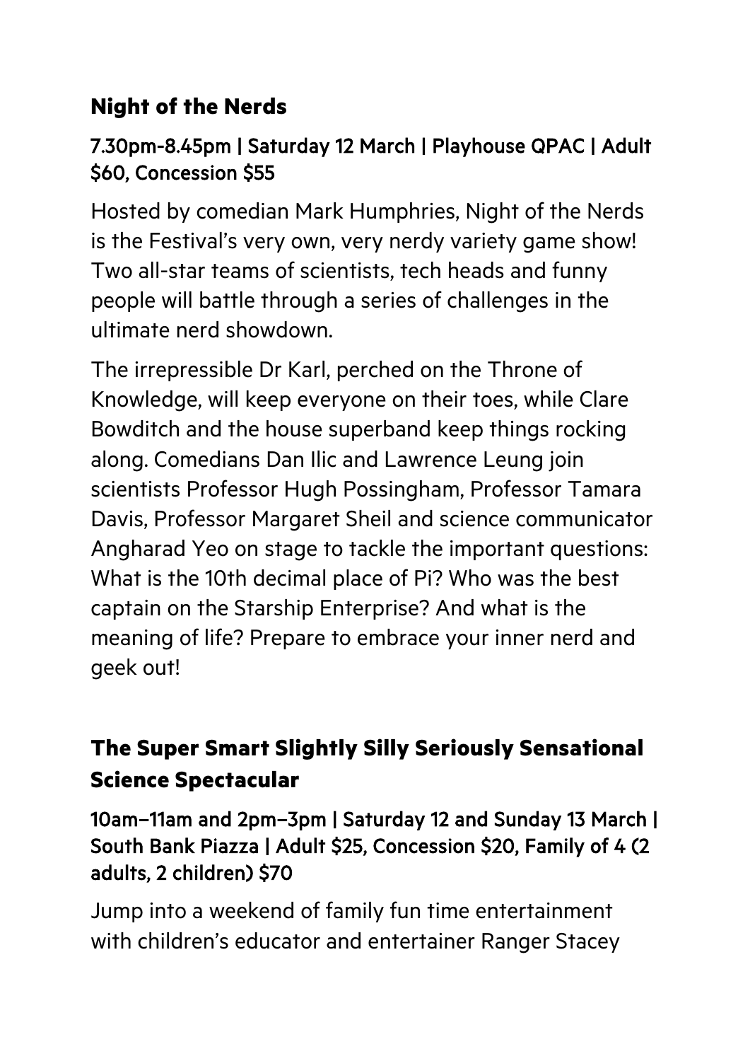## Night of the Nerds

### 7.30pm-8.45pm | Saturday 12 March | Playhouse QPAC | Adult $60, Concession $55

Hosted by comedian Mark Humphries, Night of the Nerds is the Festival's very own, very nerdy variety game show! Two all-star teams of scientists, tech heads and funny people will battle through a series of challenges in the ultimate nerd showdown.

The irrepressible Dr Karl, perched on the Throne of Knowledge, will keep everyone on their toes, while Clare Bowditch and the house superband keep things rocking along. Comedians Dan Ilic and Lawrence Leung join scientists Professor Hugh Possingham, Professor Tamara Davis, Professor Margaret Sheil and science communicator Angharad Yeo on stage to tackle the important questions: What is the 10th decimal place of Pi? Who was the best captain on the Starship Enterprise? And what is the meaning of life? Prepare to embrace your inner nerd and geek out!

## The Super Smart Slightly Silly Seriously Sensational Science Spectacular

### 10am–11am and 2pm–3pm | Saturday 12 and Sunday 13 March | South Bank Piazza | Adult $25, Concession $20, Family of 4 (2 adults, 2 children) $70

Jump into a weekend of family fun time entertainment with children's educator and entertainer Ranger Stacey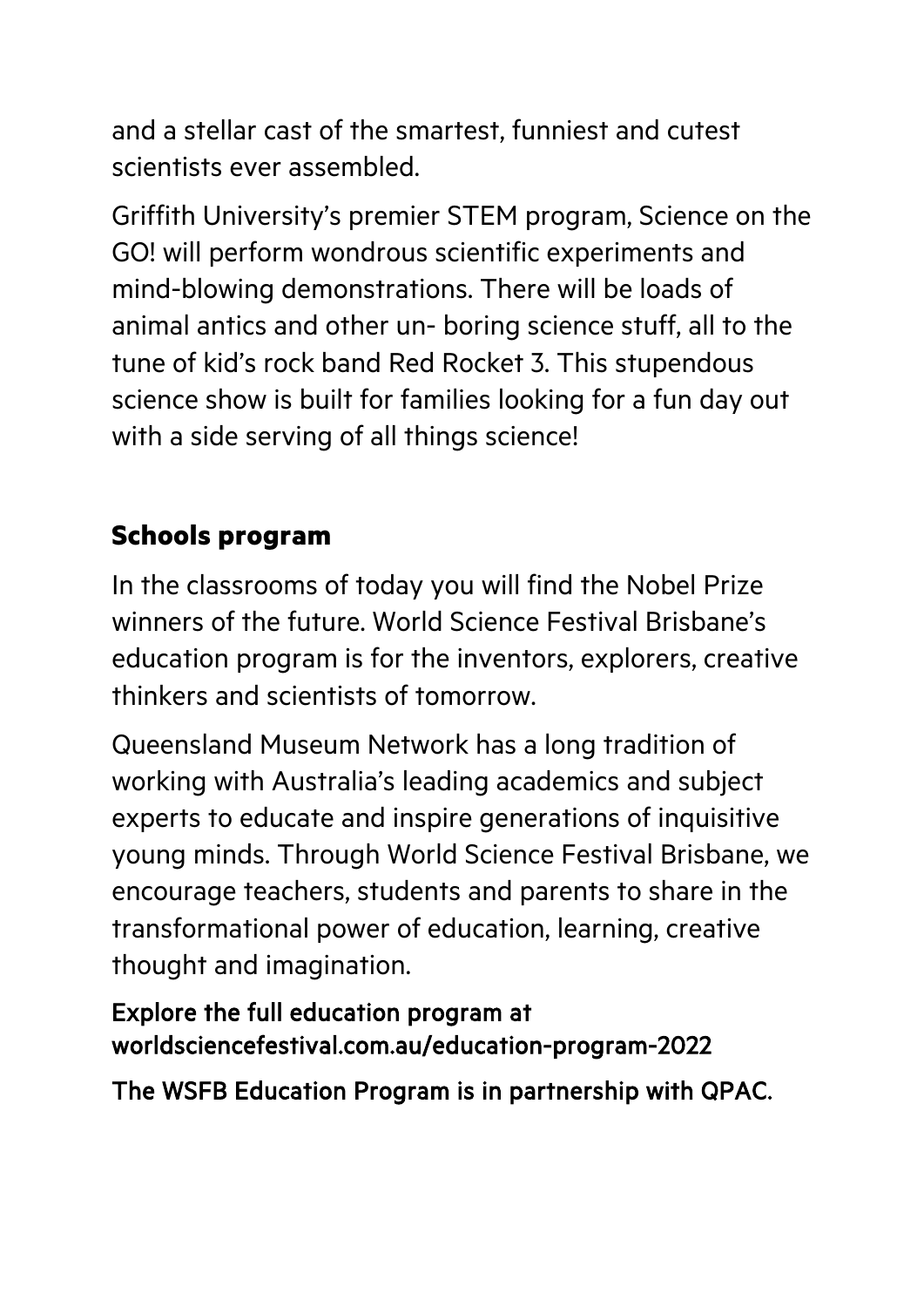and a stellar cast of the smartest, funniest and cutest scientists ever assembled.

Griffith University's premier STEM program, Science on the GO! will perform wondrous scientific experiments and mind-blowing demonstrations. There will be loads of animal antics and other un- boring science stuff, all to the tune of kid's rock band Red Rocket 3. This stupendous science show is built for families looking for a fun day out with a side serving of all things science!

## Schools program

In the classrooms of today you will find the Nobel Prize winners of the future. World Science Festival Brisbane's education program is for the inventors, explorers, creative thinkers and scientists of tomorrow.

Queensland Museum Network has a long tradition of working with Australia's leading academics and subject experts to educate and inspire generations of inquisitive young minds. Through World Science Festival Brisbane, we encourage teachers, students and parents to share in the transformational power of education, learning, creative thought and imagination.

Explore the full education program at worldsciencefestival.com.au/education-program-2022

The WSFB Education Program is in partnership with QPAC.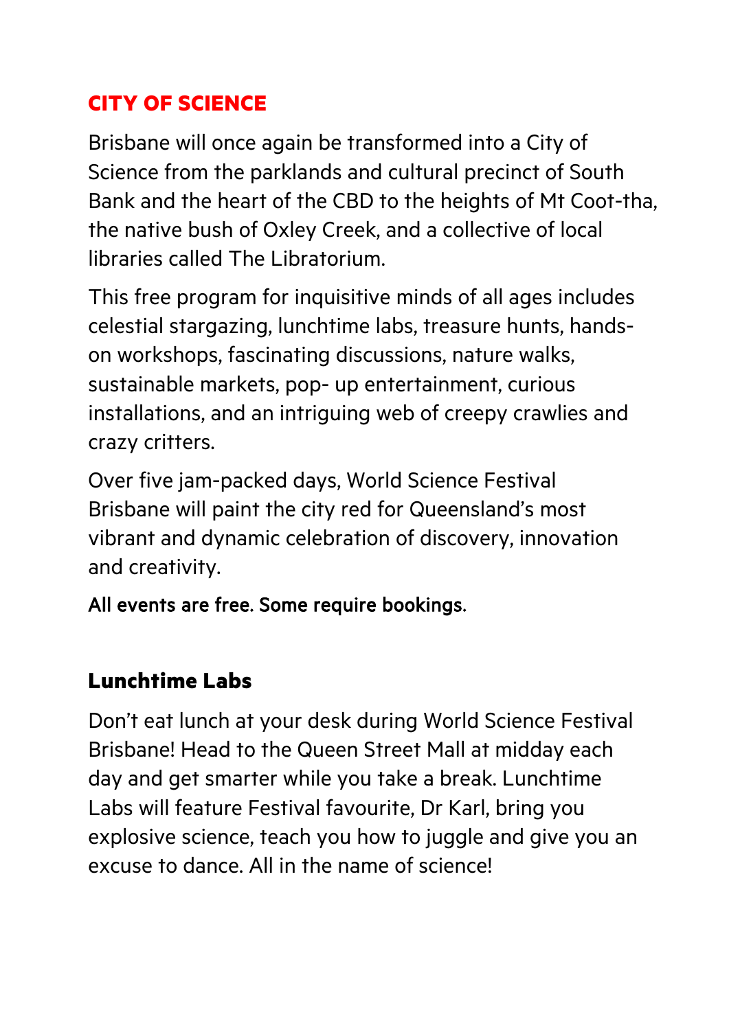## CITY OF SCIENCE

Brisbane will once again be transformed into a City of Science from the parklands and cultural precinct of South Bank and the heart of the CBD to the heights of Mt Coot-tha, the native bush of Oxley Creek, and a collective of local libraries called The Libratorium.

This free program for inquisitive minds of all ages includes celestial stargazing, lunchtime labs, treasure hunts, hands-on workshops, fascinating discussions, nature walks, sustainable markets, pop- up entertainment, curious installations, and an intriguing web of creepy crawlies and crazy critters.

Over five jam-packed days, World Science Festival Brisbane will paint the city red for Queensland's most vibrant and dynamic celebration of discovery, innovation and creativity.

All events are free. Some require bookings.

### Lunchtime Labs

Don't eat lunch at your desk during World Science Festival Brisbane! Head to the Queen Street Mall at midday each day and get smarter while you take a break. Lunchtime Labs will feature Festival favourite, Dr Karl, bring you explosive science, teach you how to juggle and give you an excuse to dance. All in the name of science!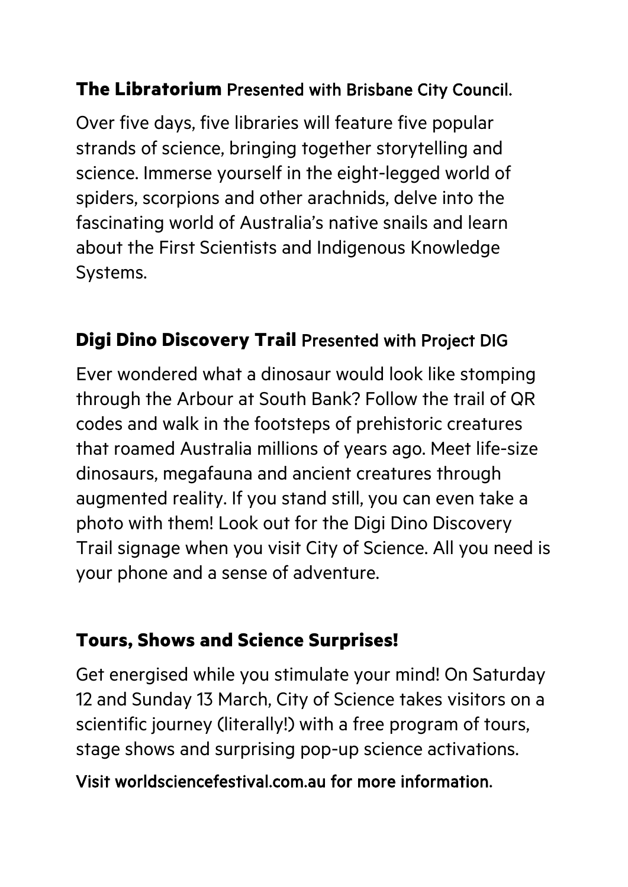### **The Libratorium** Presented with Brisbane City Council.

Over five days, five libraries will feature five popular strands of science, bringing together storytelling and science. Immerse yourself in the eight-legged world of spiders, scorpions and other arachnids, delve into the fascinating world of Australia's native snails and learn about the First Scientists and Indigenous Knowledge Systems.

### **Digi Dino Discovery Trail** Presented with Project DIG

Ever wondered what a dinosaur would look like stomping through the Arbour at South Bank? Follow the trail of QR codes and walk in the footsteps of prehistoric creatures that roamed Australia millions of years ago. Meet life-size dinosaurs, megafauna and ancient creatures through augmented reality. If you stand still, you can even take a photo with them! Look out for the Digi Dino Discovery Trail signage when you visit City of Science. All you need is your phone and a sense of adventure.

### **Tours, Shows and Science Surprises!**

Get energised while you stimulate your mind! On Saturday 12 and Sunday 13 March, City of Science takes visitors on a scientific journey (literally!) with a free program of tours, stage shows and surprising pop-up science activations.

Visit worldsciencefestival.com.au for more information.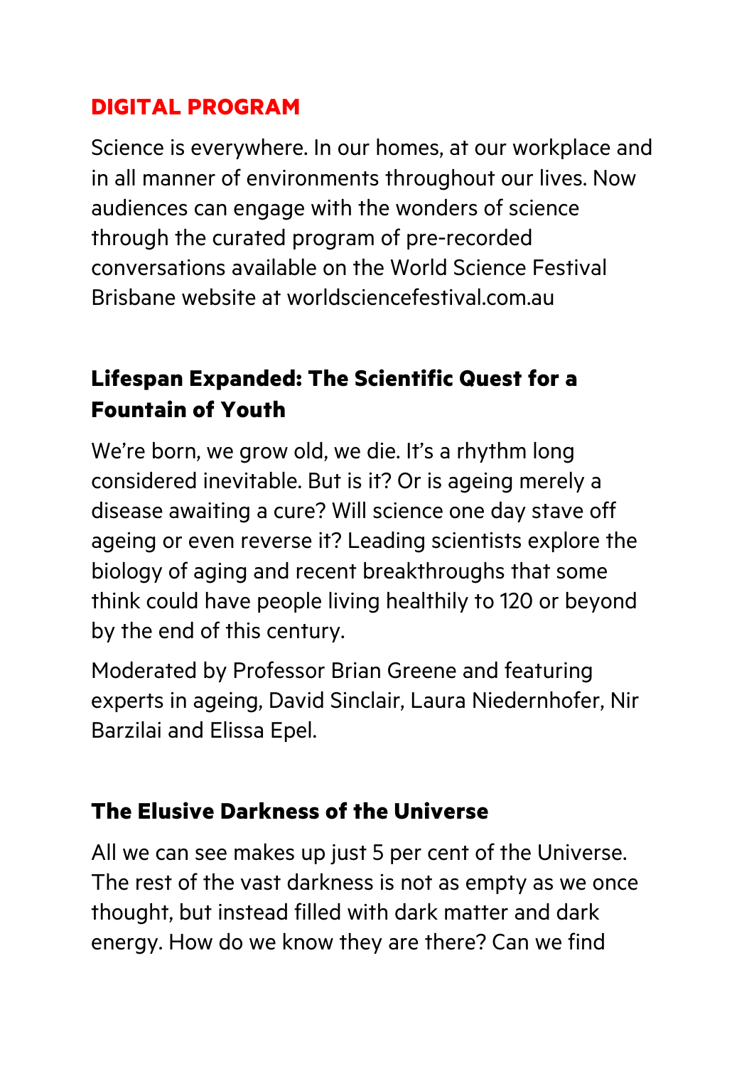## DIGITAL PROGRAM

Science is everywhere. In our homes, at our workplace and in all manner of environments throughout our lives. Now audiences can engage with the wonders of science through the curated program of pre-recorded conversations available on the World Science Festival Brisbane website at worldsciencefestival.com.au

### Lifespan Expanded: The Scientific Quest for a Fountain of Youth

We're born, we grow old, we die. It's a rhythm long considered inevitable. But is it? Or is ageing merely a disease awaiting a cure? Will science one day stave off ageing or even reverse it? Leading scientists explore the biology of aging and recent breakthroughs that some think could have people living healthily to 120 or beyond by the end of this century.

Moderated by Professor Brian Greene and featuring experts in ageing, David Sinclair, Laura Niedernhofer, Nir Barzilai and Elissa Epel.

### The Elusive Darkness of the Universe

All we can see makes up just 5 per cent of the Universe. The rest of the vast darkness is not as empty as we once thought, but instead filled with dark matter and dark energy. How do we know they are there? Can we find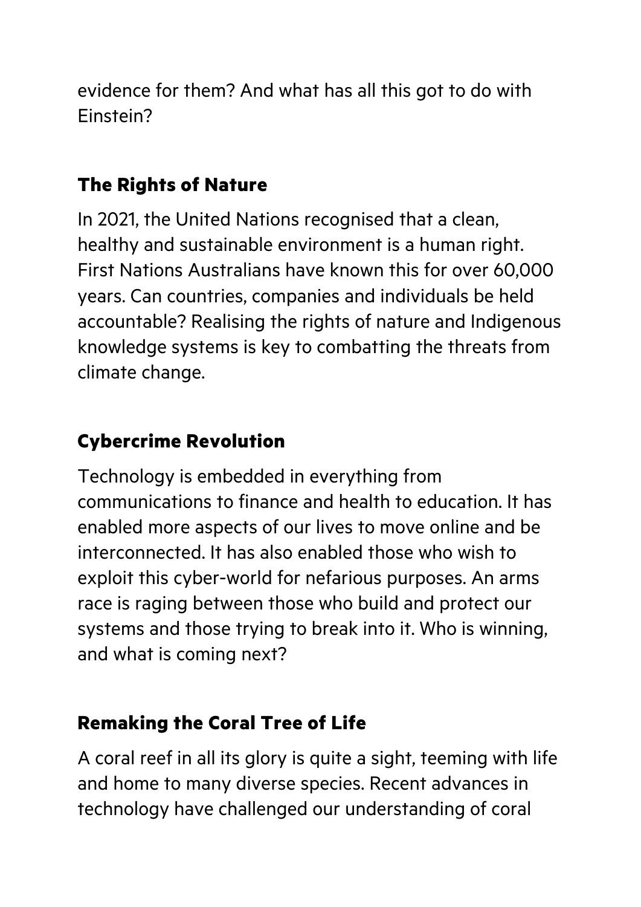evidence for them? And what has all this got to do with Einstein?

### The Rights of Nature

In 2021, the United Nations recognised that a clean, healthy and sustainable environment is a human right. First Nations Australians have known this for over 60,000 years. Can countries, companies and individuals be held accountable? Realising the rights of nature and Indigenous knowledge systems is key to combatting the threats from climate change.

### Cybercrime Revolution

Technology is embedded in everything from communications to finance and health to education. It has enabled more aspects of our lives to move online and be interconnected. It has also enabled those who wish to exploit this cyber-world for nefarious purposes. An arms race is raging between those who build and protect our systems and those trying to break into it. Who is winning, and what is coming next?

### Remaking the Coral Tree of Life

A coral reef in all its glory is quite a sight, teeming with life and home to many diverse species. Recent advances in technology have challenged our understanding of coral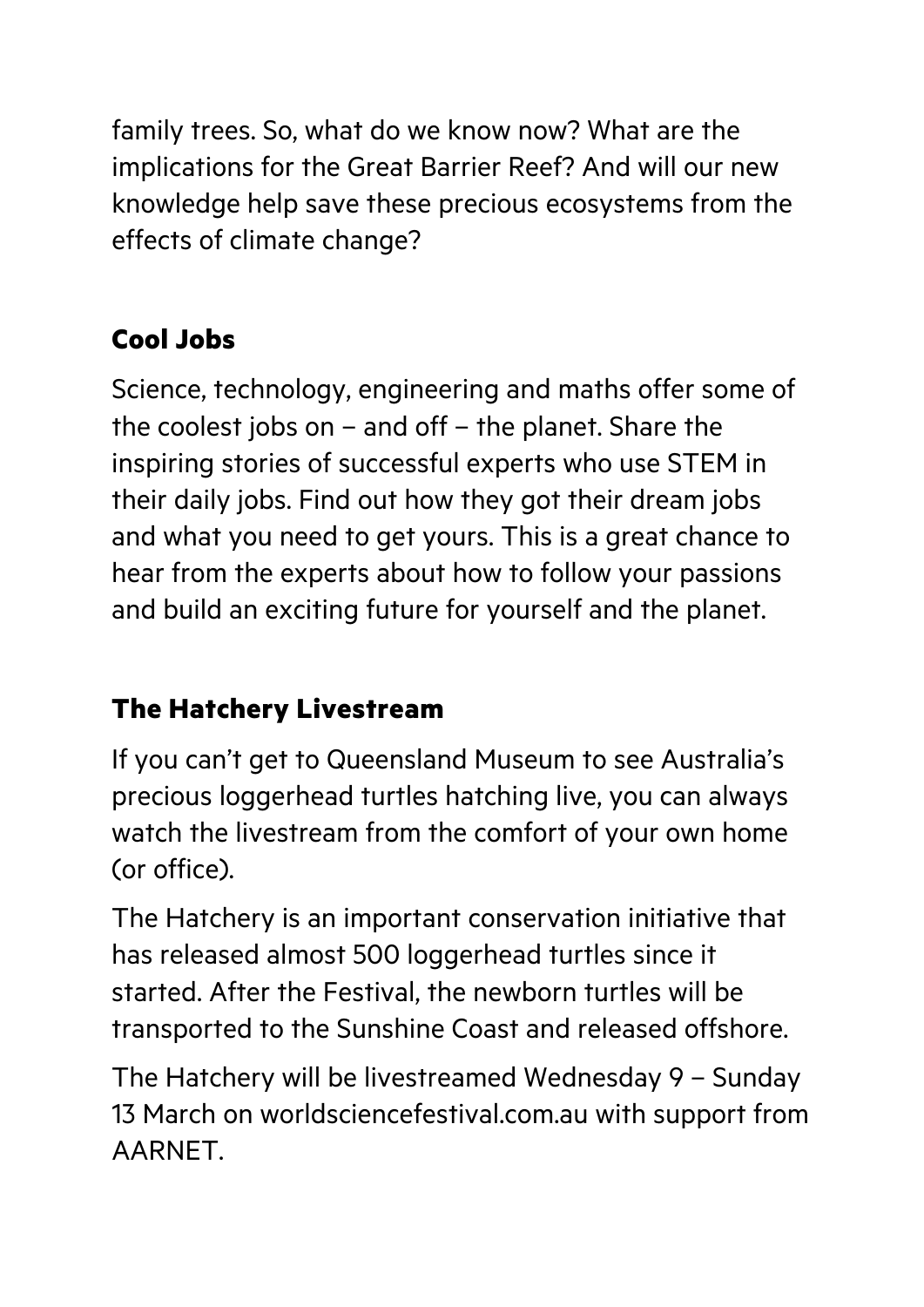family trees. So, what do we know now? What are the implications for the Great Barrier Reef? And will our new knowledge help save these precious ecosystems from the effects of climate change?

## Cool Jobs

Science, technology, engineering and maths offer some of the coolest jobs on – and off – the planet. Share the inspiring stories of successful experts who use STEM in their daily jobs. Find out how they got their dream jobs and what you need to get yours. This is a great chance to hear from the experts about how to follow your passions and build an exciting future for yourself and the planet.

## The Hatchery Livestream

If you can't get to Queensland Museum to see Australia's precious loggerhead turtles hatching live, you can always watch the livestream from the comfort of your own home (or office).

The Hatchery is an important conservation initiative that has released almost 500 loggerhead turtles since it started. After the Festival, the newborn turtles will be transported to the Sunshine Coast and released offshore.

The Hatchery will be livestreamed Wednesday 9 – Sunday 13 March on worldsciencefestival.com.au with support from AARNET.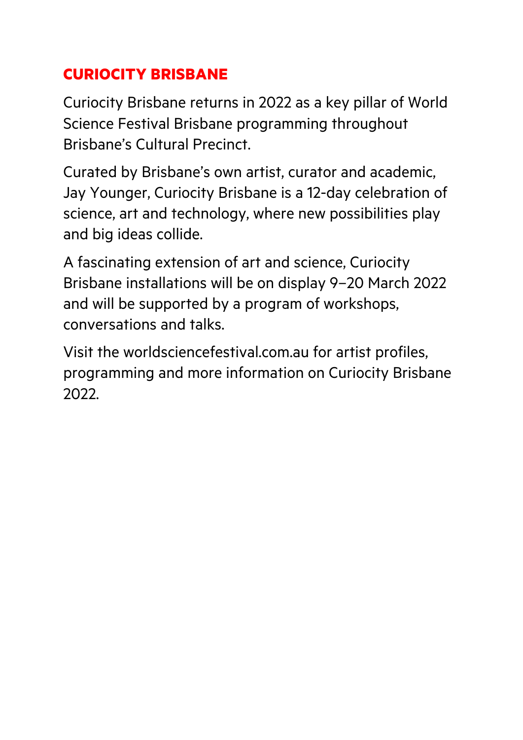## CURIOCITY BRISBANE

Curiocity Brisbane returns in 2022 as a key pillar of World Science Festival Brisbane programming throughout Brisbane's Cultural Precinct.

Curated by Brisbane's own artist, curator and academic, Jay Younger, Curiocity Brisbane is a 12-day celebration of science, art and technology, where new possibilities play and big ideas collide.

A fascinating extension of art and science, Curiocity Brisbane installations will be on display 9–20 March 2022 and will be supported by a program of workshops, conversations and talks.

Visit the worldsciencefestival.com.au for artist profiles, programming and more information on Curiocity Brisbane 2022.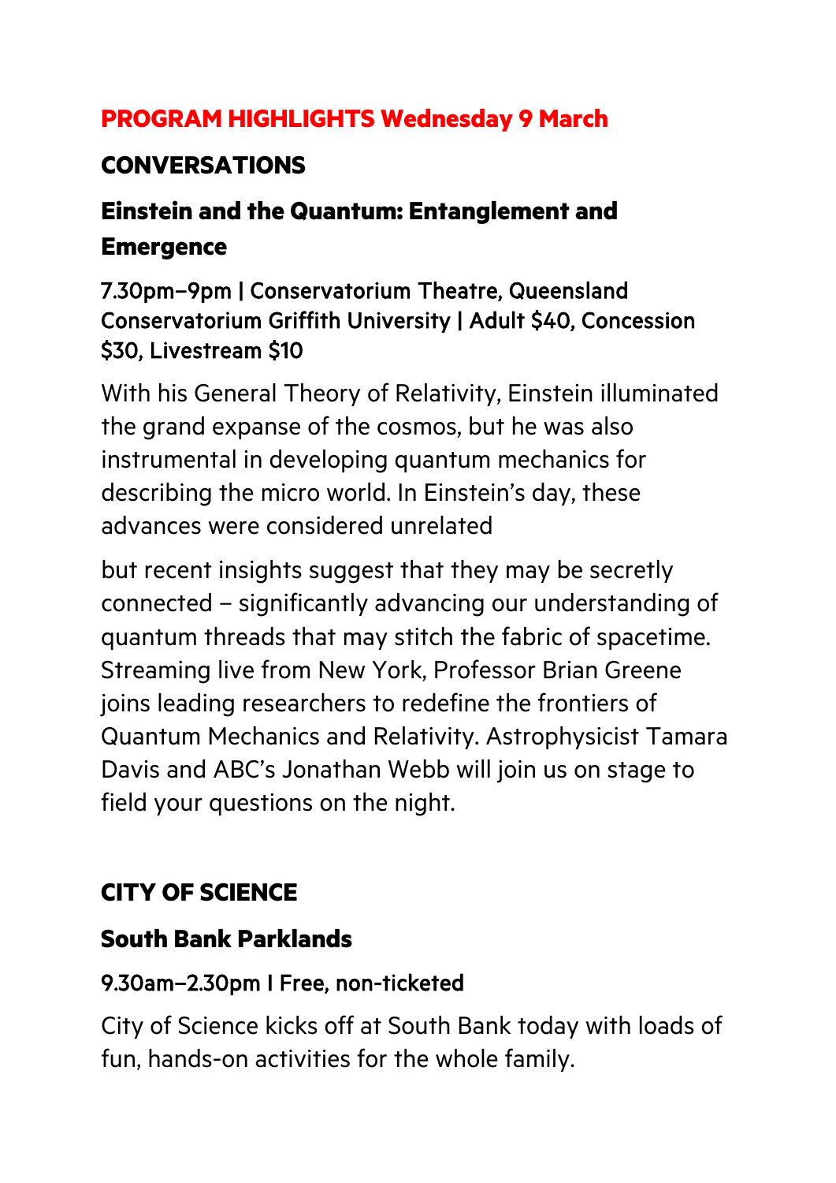## PROGRAM HIGHLIGHTS Wednesday 9 March

### CONVERSATIONS

### Einstein and the Quantum: Entanglement and Emergence

7.30pm–9pm | Conservatorium Theatre, Queensland Conservatorium Griffith University | Adult $40, Concession $30, Livestream $10

With his General Theory of Relativity, Einstein illuminated the grand expanse of the cosmos, but he was also instrumental in developing quantum mechanics for describing the micro world. In Einstein's day, these advances were considered unrelated

but recent insights suggest that they may be secretly connected – significantly advancing our understanding of quantum threads that may stitch the fabric of spacetime. Streaming live from New York, Professor Brian Greene joins leading researchers to redefine the frontiers of Quantum Mechanics and Relativity. Astrophysicist Tamara Davis and ABC's Jonathan Webb will join us on stage to field your questions on the night.

### CITY OF SCIENCE

### South Bank Parklands

9.30am–2.30pm I Free, non-ticketed

City of Science kicks off at South Bank today with loads of fun, hands-on activities for the whole family.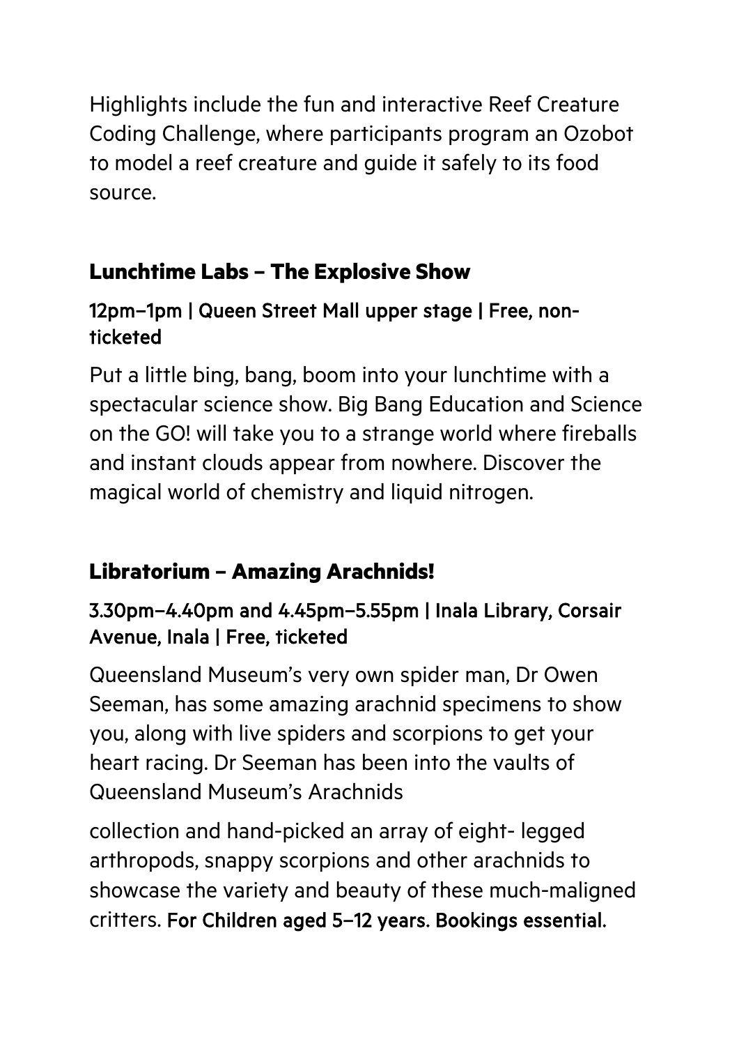Highlights include the fun and interactive Reef Creature Coding Challenge, where participants program an Ozobot to model a reef creature and guide it safely to its food source.

## Lunchtime Labs – The Explosive Show

### 12pm–1pm | Queen Street Mall upper stage | Free, non-ticketed

Put a little bing, bang, boom into your lunchtime with a spectacular science show. Big Bang Education and Science on the GO! will take you to a strange world where fireballs and instant clouds appear from nowhere. Discover the magical world of chemistry and liquid nitrogen.

## Libratorium – Amazing Arachnids!

### 3.30pm–4.40pm and 4.45pm–5.55pm | Inala Library, Corsair Avenue, Inala | Free, ticketed

Queensland Museum's very own spider man, Dr Owen Seeman, has some amazing arachnid specimens to show you, along with live spiders and scorpions to get your heart racing. Dr Seeman has been into the vaults of Queensland Museum's Arachnids

collection and hand-picked an array of eight- legged arthropods, snappy scorpions and other arachnids to showcase the variety and beauty of these much-maligned critters. For Children aged 5–12 years. Bookings essential.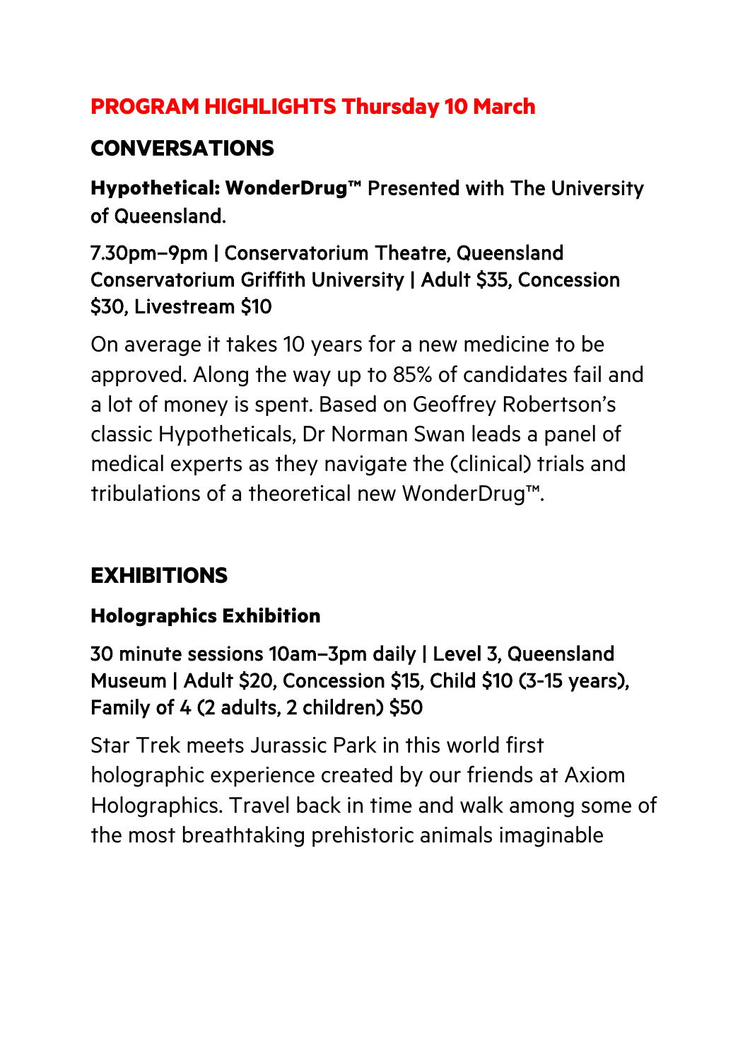# PROGRAM HIGHLIGHTS Thursday 10 March

## CONVERSATIONS

### **Hypothetical: WonderDrug™** Presented with The University of Queensland.

7.30pm–9pm | Conservatorium Theatre, Queensland Conservatorium Griffith University | Adult $35, Concession $30, Livestream $10

On average it takes 10 years for a new medicine to be approved. Along the way up to 85% of candidates fail and a lot of money is spent. Based on Geoffrey Robertson's classic Hypotheticals, Dr Norman Swan leads a panel of medical experts as they navigate the (clinical) trials and tribulations of a theoretical new WonderDrug™.

## EXHIBITIONS

### Holographics Exhibition

30 minute sessions 10am–3pm daily | Level 3, Queensland Museum | Adult $20, Concession $15, Child $10 (3-15 years), Family of 4 (2 adults, 2 children) $50

Star Trek meets Jurassic Park in this world first holographic experience created by our friends at Axiom Holographics. Travel back in time and walk among some of the most breathtaking prehistoric animals imaginable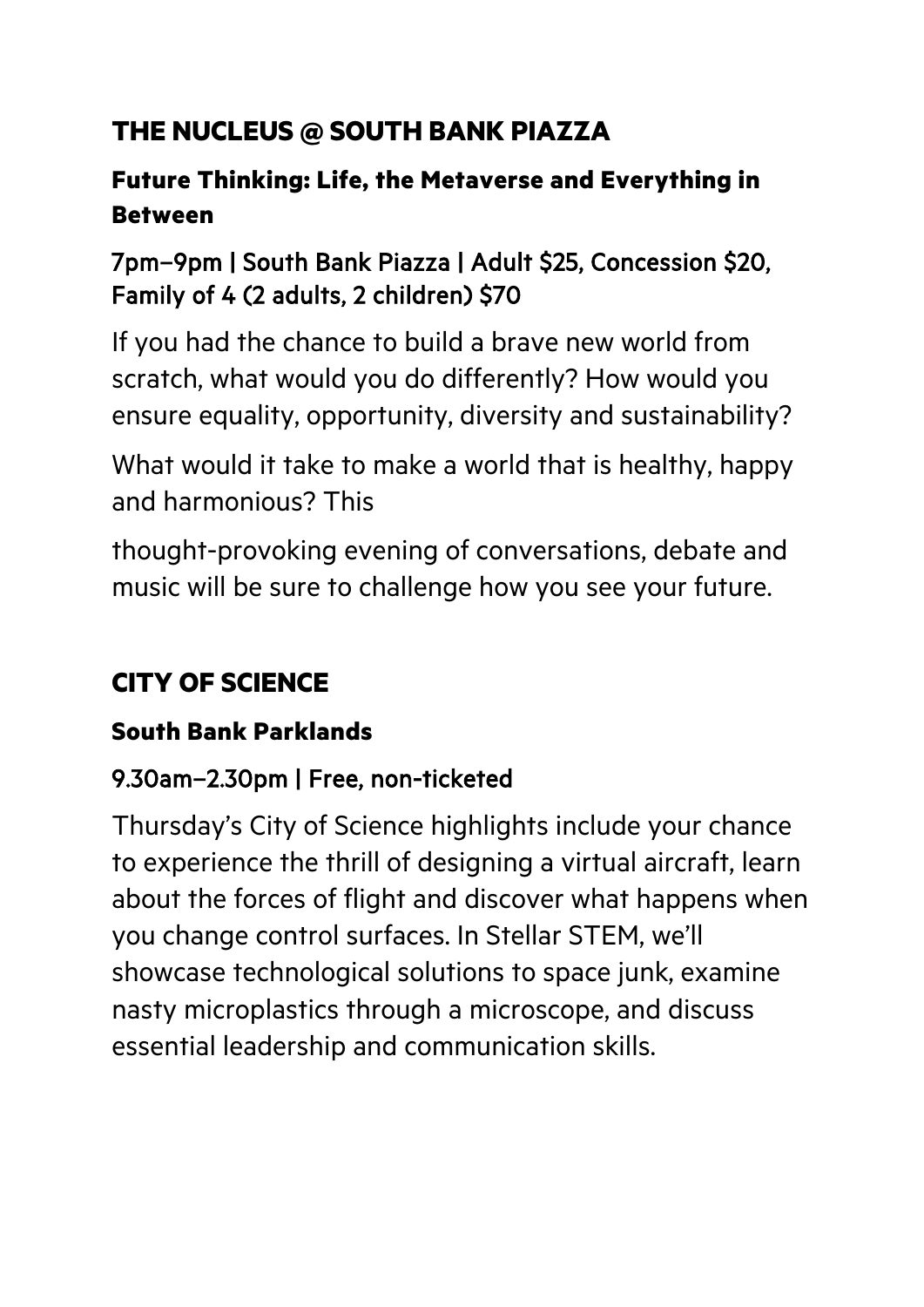## THE NUCLEUS @ SOUTH BANK PIAZZA

### Future Thinking: Life, the Metaverse and Everything in Between

7pm–9pm | South Bank Piazza | Adult $25, Concession $20, Family of 4 (2 adults, 2 children) $70

If you had the chance to build a brave new world from scratch, what would you do differently? How would you ensure equality, opportunity, diversity and sustainability?

What would it take to make a world that is healthy, happy and harmonious? This

thought-provoking evening of conversations, debate and music will be sure to challenge how you see your future.

## CITY OF SCIENCE

### South Bank Parklands

9.30am–2.30pm | Free, non-ticketed

Thursday's City of Science highlights include your chance to experience the thrill of designing a virtual aircraft, learn about the forces of flight and discover what happens when you change control surfaces. In Stellar STEM, we'll showcase technological solutions to space junk, examine nasty microplastics through a microscope, and discuss essential leadership and communication skills.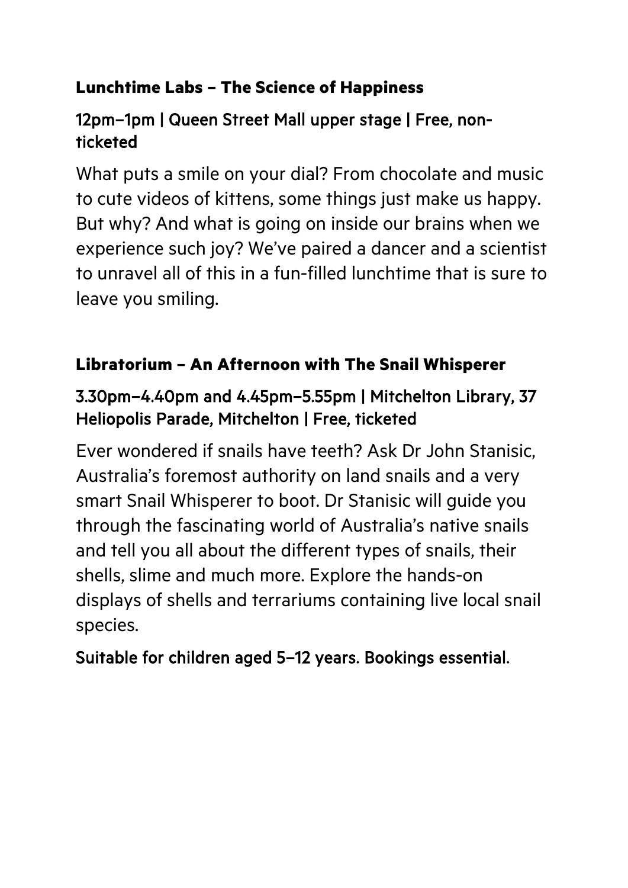### Lunchtime Labs – The Science of Happiness

**12pm–1pm | Queen Street Mall upper stage | Free, non-ticketed**

What puts a smile on your dial? From chocolate and music to cute videos of kittens, some things just make us happy. But why? And what is going on inside our brains when we experience such joy? We've paired a dancer and a scientist to unravel all of this in a fun-filled lunchtime that is sure to leave you smiling.

### Libratorium – An Afternoon with The Snail Whisperer

**3.30pm–4.40pm and 4.45pm–5.55pm | Mitchelton Library, 37 Heliopolis Parade, Mitchelton | Free, ticketed**

Ever wondered if snails have teeth? Ask Dr John Stanisic, Australia's foremost authority on land snails and a very smart Snail Whisperer to boot. Dr Stanisic will guide you through the fascinating world of Australia's native snails and tell you all about the different types of snails, their shells, slime and much more. Explore the hands-on displays of shells and terrariums containing live local snail species.

**Suitable for children aged 5–12 years. Bookings essential.**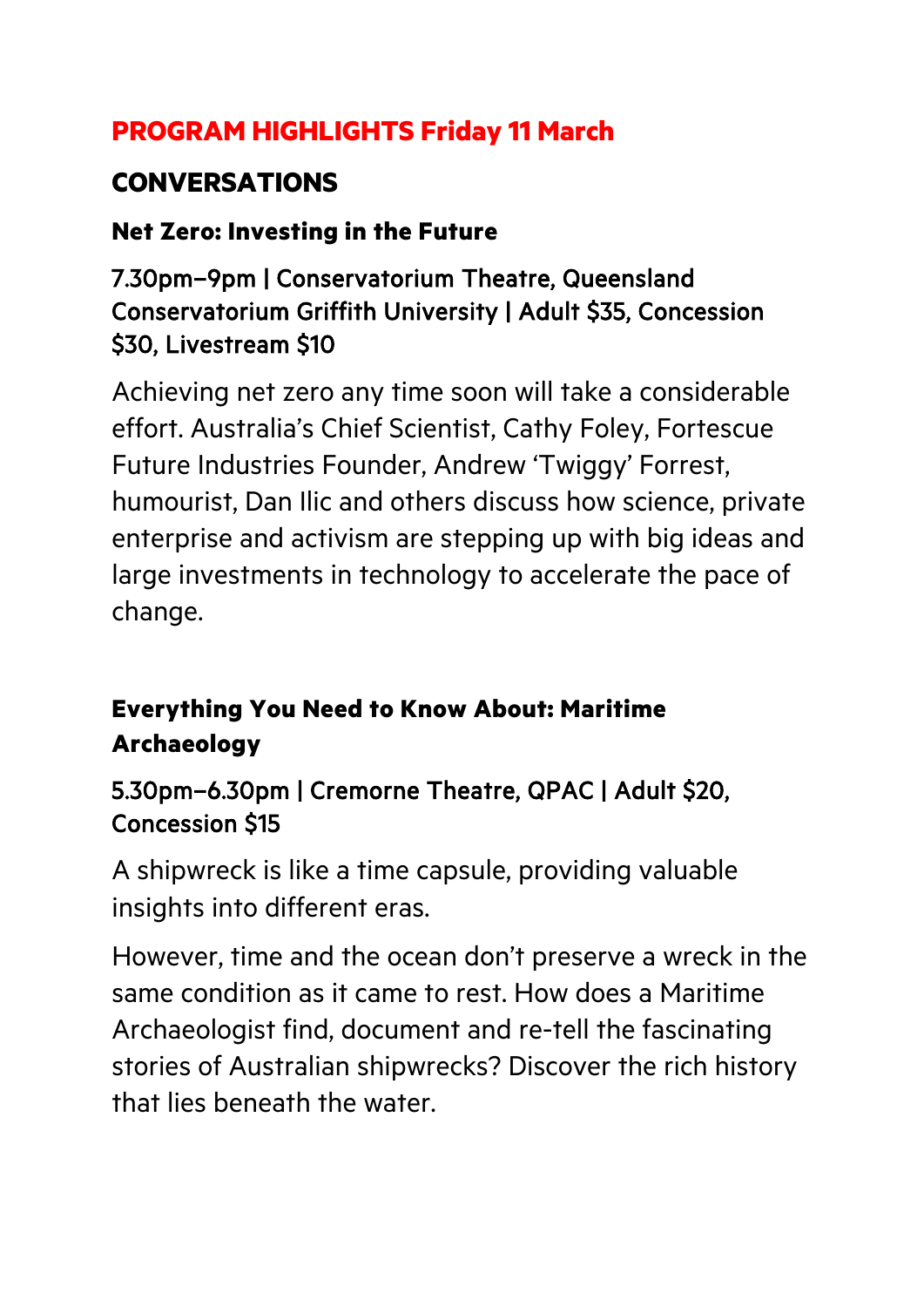## PROGRAM HIGHLIGHTS Friday 11 March

## CONVERSATIONS

### Net Zero: Investing in the Future

7.30pm–9pm | Conservatorium Theatre, Queensland Conservatorium Griffith University | Adult $35, Concession $30, Livestream $10

Achieving net zero any time soon will take a considerable effort. Australia's Chief Scientist, Cathy Foley, Fortescue Future Industries Founder, Andrew 'Twiggy' Forrest, humourist, Dan Ilic and others discuss how science, private enterprise and activism are stepping up with big ideas and large investments in technology to accelerate the pace of change.

### Everything You Need to Know About: Maritime Archaeology

5.30pm–6.30pm | Cremorne Theatre, QPAC | Adult $20, Concession $15

A shipwreck is like a time capsule, providing valuable insights into different eras.

However, time and the ocean don't preserve a wreck in the same condition as it came to rest. How does a Maritime Archaeologist find, document and re-tell the fascinating stories of Australian shipwrecks? Discover the rich history that lies beneath the water.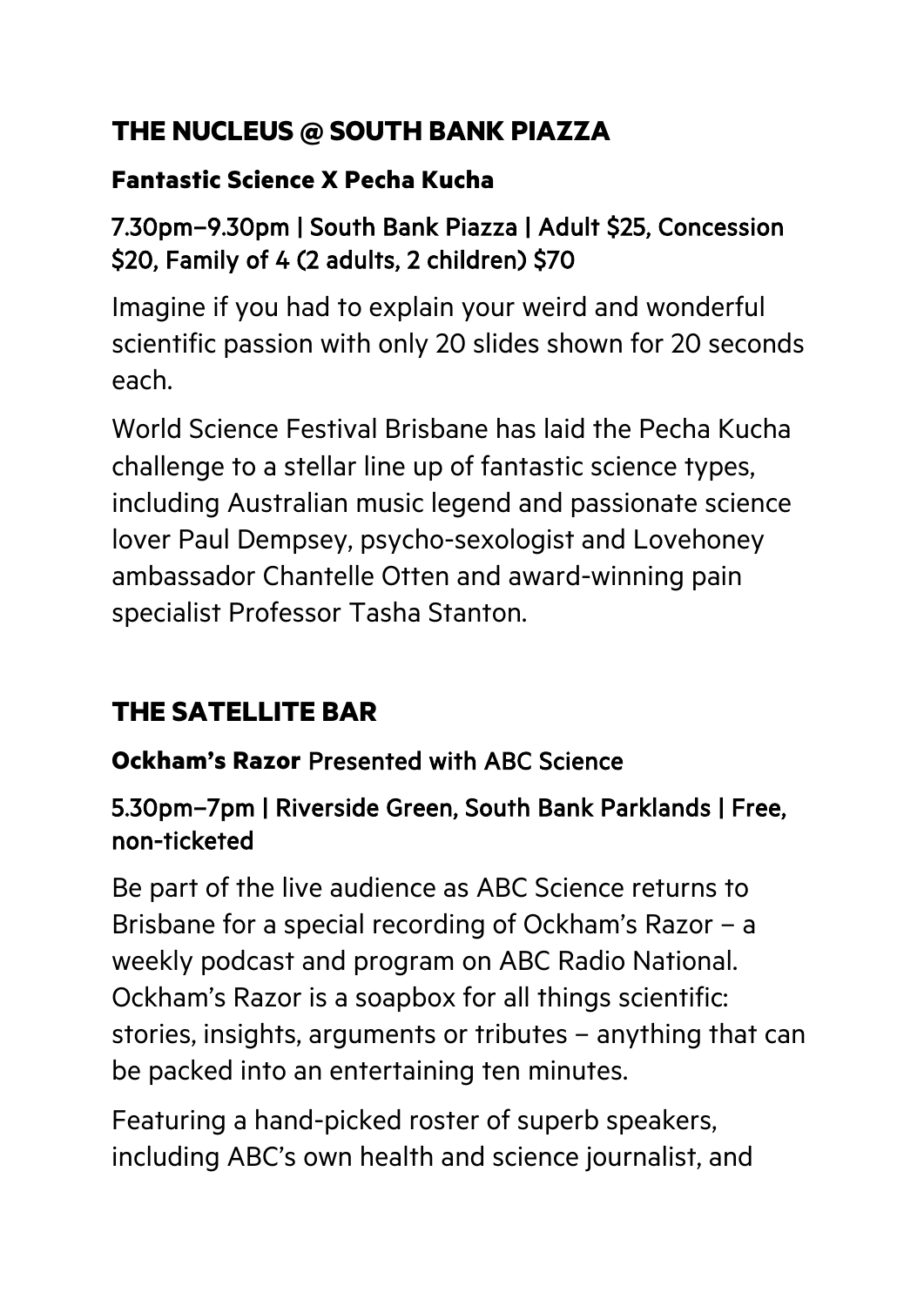## THE NUCLEUS @ SOUTH BANK PIAZZA

### Fantastic Science X Pecha Kucha

7.30pm–9.30pm | South Bank Piazza | Adult $25, Concession $20, Family of 4 (2 adults, 2 children) $70

Imagine if you had to explain your weird and wonderful scientific passion with only 20 slides shown for 20 seconds each.

World Science Festival Brisbane has laid the Pecha Kucha challenge to a stellar line up of fantastic science types, including Australian music legend and passionate science lover Paul Dempsey, psycho-sexologist and Lovehoney ambassador Chantelle Otten and award-winning pain specialist Professor Tasha Stanton.

## THE SATELLITE BAR

### **Ockham's Razor** Presented with ABC Science

5.30pm–7pm | Riverside Green, South Bank Parklands | Free, non-ticketed

Be part of the live audience as ABC Science returns to Brisbane for a special recording of Ockham's Razor – a weekly podcast and program on ABC Radio National. Ockham's Razor is a soapbox for all things scientific: stories, insights, arguments or tributes – anything that can be packed into an entertaining ten minutes.

Featuring a hand-picked roster of superb speakers, including ABC's own health and science journalist, and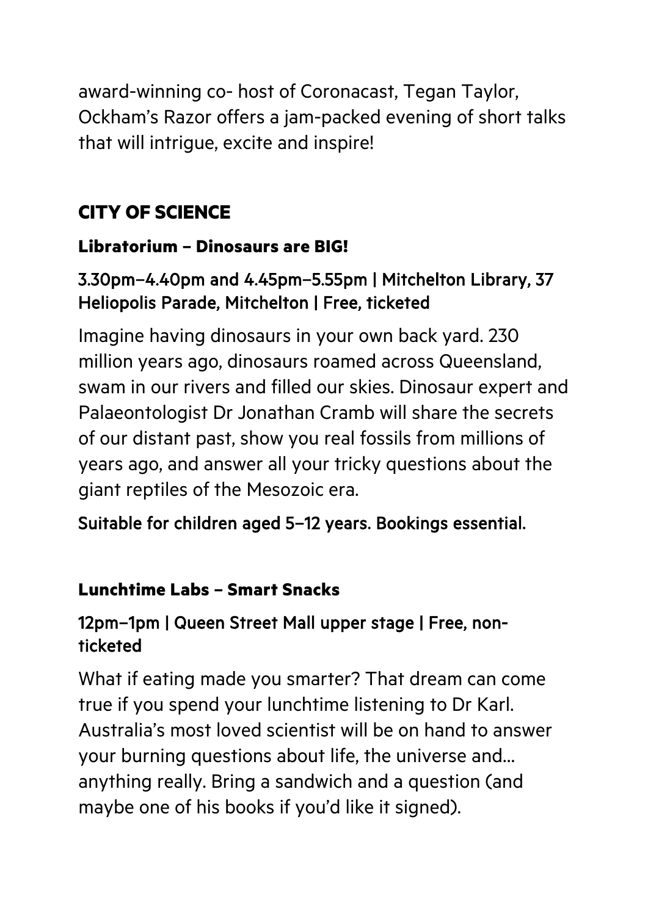award-winning co- host of Coronacast, Tegan Taylor, Ockham's Razor offers a jam-packed evening of short talks that will intrigue, excite and inspire!

## CITY OF SCIENCE

### Libratorium – Dinosaurs are BIG!

3.30pm–4.40pm and 4.45pm–5.55pm | Mitchelton Library, 37 Heliopolis Parade, Mitchelton | Free, ticketed

Imagine having dinosaurs in your own back yard. 230 million years ago, dinosaurs roamed across Queensland, swam in our rivers and filled our skies. Dinosaur expert and Palaeontologist Dr Jonathan Cramb will share the secrets of our distant past, show you real fossils from millions of years ago, and answer all your tricky questions about the giant reptiles of the Mesozoic era.

Suitable for children aged 5–12 years. Bookings essential.

### Lunchtime Labs – Smart Snacks

12pm–1pm | Queen Street Mall upper stage | Free, non-ticketed

What if eating made you smarter? That dream can come true if you spend your lunchtime listening to Dr Karl. Australia's most loved scientist will be on hand to answer your burning questions about life, the universe and... anything really. Bring a sandwich and a question (and maybe one of his books if you'd like it signed).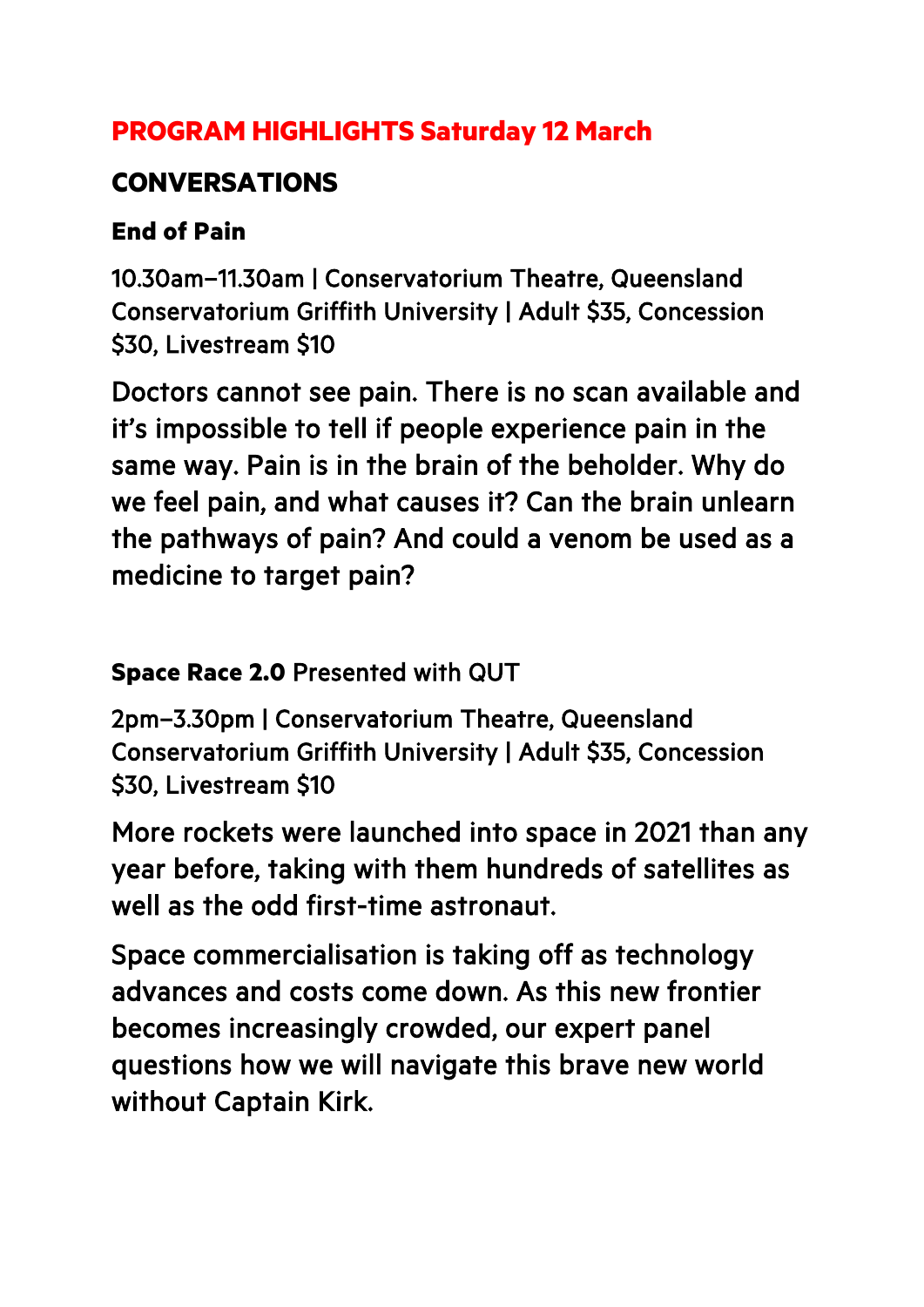## PROGRAM HIGHLIGHTS Saturday 12 March

### CONVERSATIONS

**End of Pain**

10.30am–11.30am | Conservatorium Theatre, Queensland Conservatorium Griffith University | Adult $35, Concession $30, Livestream $10

Doctors cannot see pain. There is no scan available and it's impossible to tell if people experience pain in the same way. Pain is in the brain of the beholder. Why do we feel pain, and what causes it? Can the brain unlearn the pathways of pain? And could a venom be used as a medicine to target pain?

**Space Race 2.0** Presented with QUT

2pm–3.30pm | Conservatorium Theatre, Queensland Conservatorium Griffith University | Adult $35, Concession $30, Livestream $10

More rockets were launched into space in 2021 than any year before, taking with them hundreds of satellites as well as the odd first-time astronaut.

Space commercialisation is taking off as technology advances and costs come down. As this new frontier becomes increasingly crowded, our expert panel questions how we will navigate this brave new world without Captain Kirk.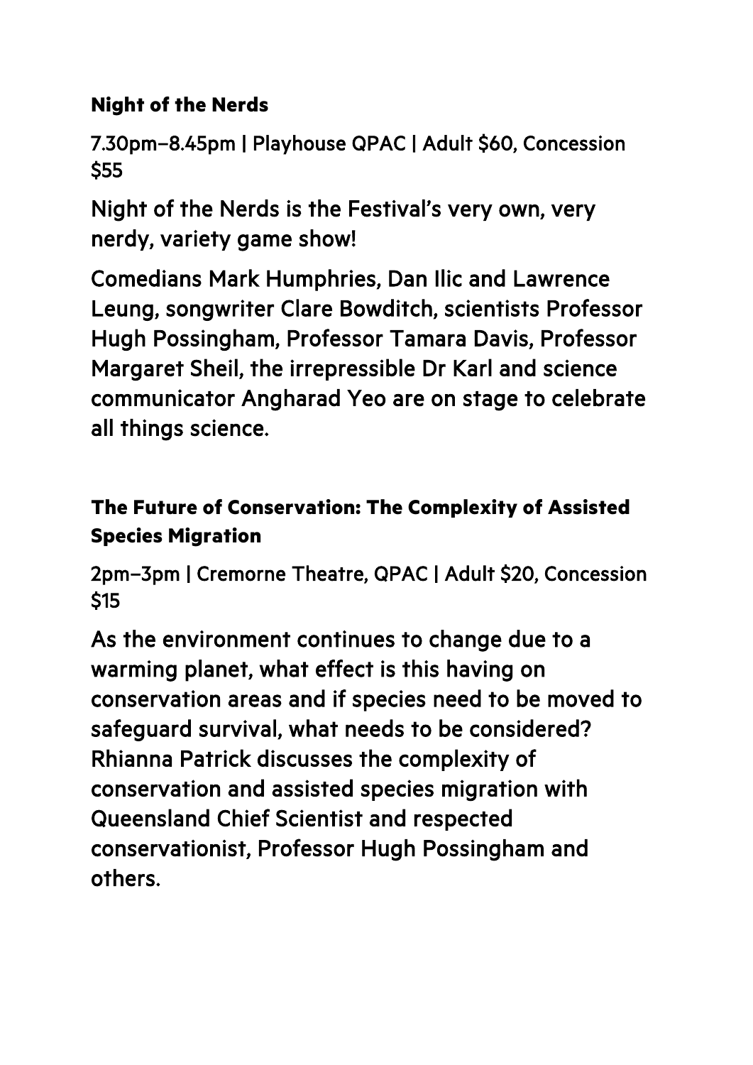### Night of the Nerds

7.30pm–8.45pm | Playhouse QPAC | Adult $60, Concession $55

Night of the Nerds is the Festival's very own, very nerdy, variety game show!

Comedians Mark Humphries, Dan Ilic and Lawrence Leung, songwriter Clare Bowditch, scientists Professor Hugh Possingham, Professor Tamara Davis, Professor Margaret Sheil, the irrepressible Dr Karl and science communicator Angharad Yeo are on stage to celebrate all things science.

### The Future of Conservation: The Complexity of Assisted Species Migration

2pm–3pm | Cremorne Theatre, QPAC | Adult $20, Concession $15

As the environment continues to change due to a warming planet, what effect is this having on conservation areas and if species need to be moved to safeguard survival, what needs to be considered? Rhianna Patrick discusses the complexity of conservation and assisted species migration with Queensland Chief Scientist and respected conservationist, Professor Hugh Possingham and others.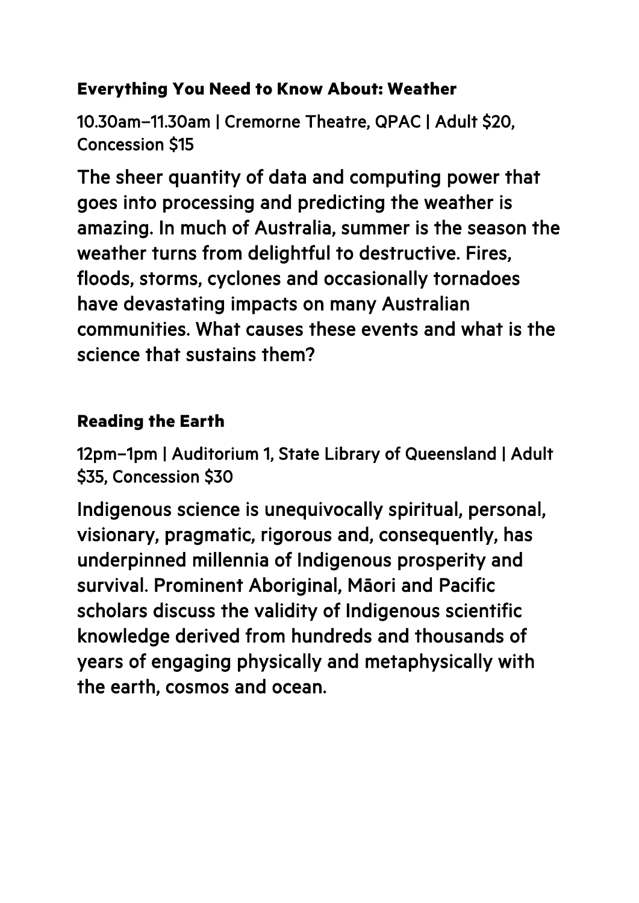### Everything You Need to Know About: Weather

10.30am–11.30am | Cremorne Theatre, QPAC | Adult $20, Concession $15

The sheer quantity of data and computing power that goes into processing and predicting the weather is amazing. In much of Australia, summer is the season the weather turns from delightful to destructive. Fires, floods, storms, cyclones and occasionally tornadoes have devastating impacts on many Australian communities. What causes these events and what is the science that sustains them?

### Reading the Earth

12pm–1pm | Auditorium 1, State Library of Queensland | Adult $35, Concession $30

Indigenous science is unequivocally spiritual, personal, visionary, pragmatic, rigorous and, consequently, has underpinned millennia of Indigenous prosperity and survival. Prominent Aboriginal, Māori and Pacific scholars discuss the validity of Indigenous scientific knowledge derived from hundreds and thousands of years of engaging physically and metaphysically with the earth, cosmos and ocean.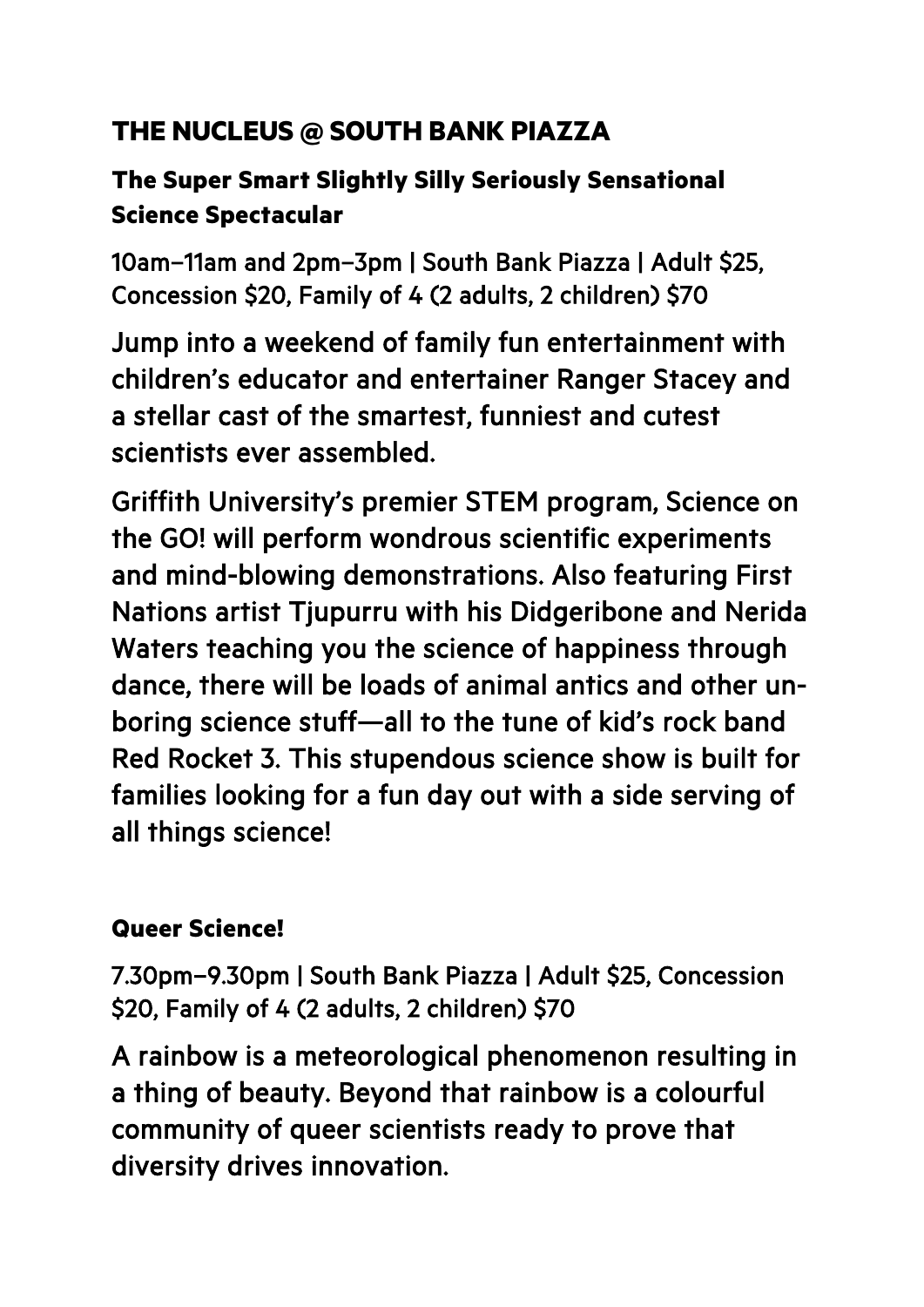## THE NUCLEUS @ SOUTH BANK PIAZZA

### The Super Smart Slightly Silly Seriously Sensational Science Spectacular

10am–11am and 2pm–3pm | South Bank Piazza | Adult $25, Concession $20, Family of 4 (2 adults, 2 children) $70

Jump into a weekend of family fun entertainment with children's educator and entertainer Ranger Stacey and a stellar cast of the smartest, funniest and cutest scientists ever assembled.

Griffith University's premier STEM program, Science on the GO! will perform wondrous scientific experiments and mind-blowing demonstrations. Also featuring First Nations artist Tjupurru with his Didgeribone and Nerida Waters teaching you the science of happiness through dance, there will be loads of animal antics and other un-boring science stuff—all to the tune of kid's rock band Red Rocket 3. This stupendous science show is built for families looking for a fun day out with a side serving of all things science!

### Queer Science!

7.30pm–9.30pm | South Bank Piazza | Adult $25, Concession $20, Family of 4 (2 adults, 2 children) $70

A rainbow is a meteorological phenomenon resulting in a thing of beauty. Beyond that rainbow is a colourful community of queer scientists ready to prove that diversity drives innovation.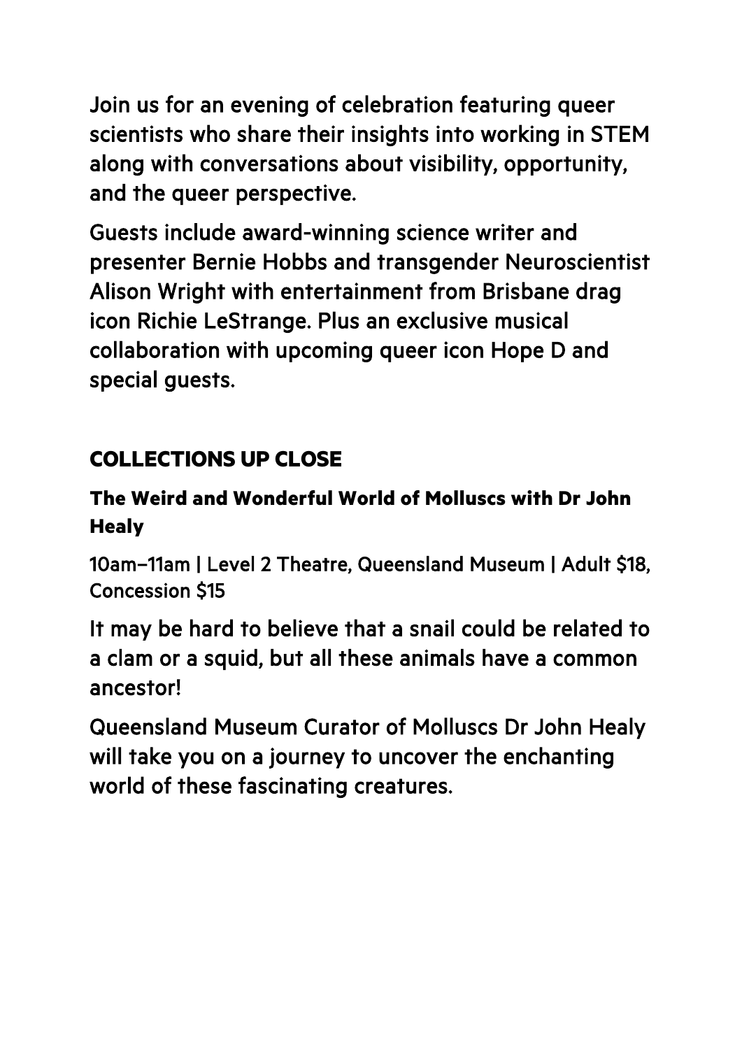Join us for an evening of celebration featuring queer scientists who share their insights into working in STEM along with conversations about visibility, opportunity, and the queer perspective.

Guests include award-winning science writer and presenter Bernie Hobbs and transgender Neuroscientist Alison Wright with entertainment from Brisbane drag icon Richie LeStrange. Plus an exclusive musical collaboration with upcoming queer icon Hope D and special guests.

## COLLECTIONS UP CLOSE

### The Weird and Wonderful World of Molluscs with Dr John Healy

10am–11am | Level 2 Theatre, Queensland Museum | Adult $18, Concession $15

It may be hard to believe that a snail could be related to a clam or a squid, but all these animals have a common ancestor!

Queensland Museum Curator of Molluscs Dr John Healy will take you on a journey to uncover the enchanting world of these fascinating creatures.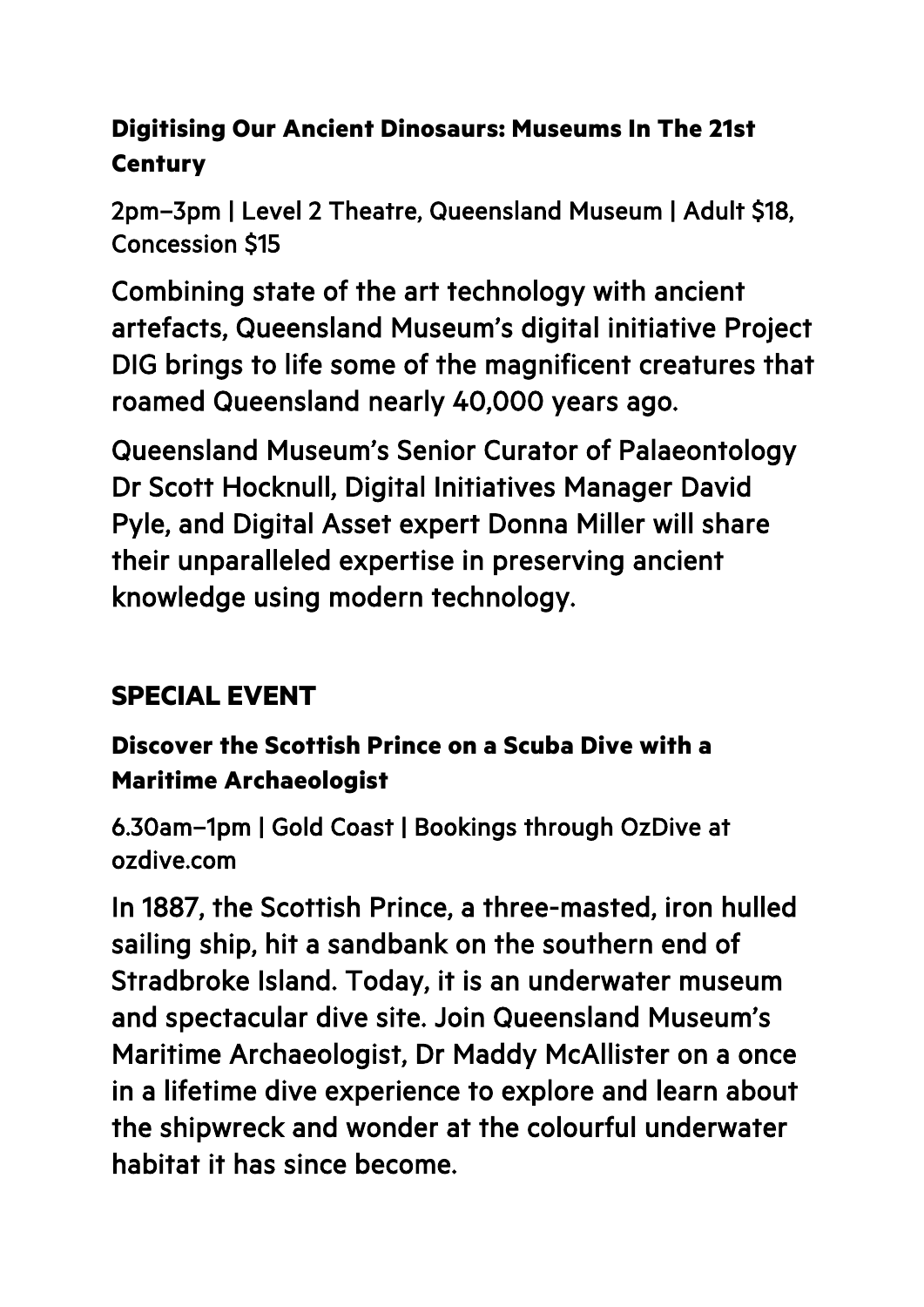### Digitising Our Ancient Dinosaurs: Museums In The 21st Century

2pm–3pm | Level 2 Theatre, Queensland Museum | Adult $18, Concession $15

Combining state of the art technology with ancient artefacts, Queensland Museum's digital initiative Project DIG brings to life some of the magnificent creatures that roamed Queensland nearly 40,000 years ago.

Queensland Museum's Senior Curator of Palaeontology Dr Scott Hocknull, Digital Initiatives Manager David Pyle, and Digital Asset expert Donna Miller will share their unparalleled expertise in preserving ancient knowledge using modern technology.

## SPECIAL EVENT

### Discover the Scottish Prince on a Scuba Dive with a Maritime Archaeologist

6.30am–1pm | Gold Coast | Bookings through OzDive at ozdive.com

In 1887, the Scottish Prince, a three-masted, iron hulled sailing ship, hit a sandbank on the southern end of Stradbroke Island. Today, it is an underwater museum and spectacular dive site. Join Queensland Museum's Maritime Archaeologist, Dr Maddy McAllister on a once in a lifetime dive experience to explore and learn about the shipwreck and wonder at the colourful underwater habitat it has since become.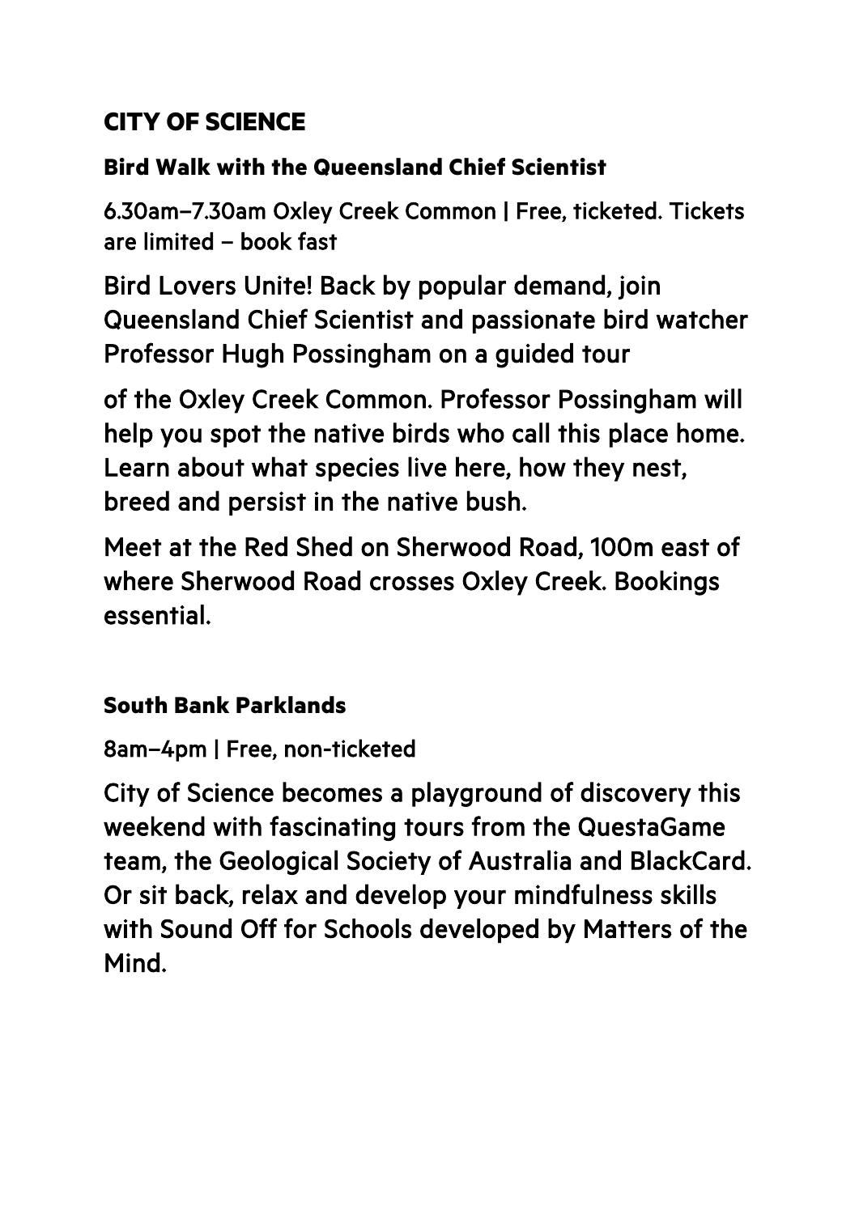## CITY OF SCIENCE

### Bird Walk with the Queensland Chief Scientist

6.30am–7.30am Oxley Creek Common | Free, ticketed. Tickets are limited – book fast

Bird Lovers Unite! Back by popular demand, join Queensland Chief Scientist and passionate bird watcher Professor Hugh Possingham on a guided tour

of the Oxley Creek Common. Professor Possingham will help you spot the native birds who call this place home. Learn about what species live here, how they nest, breed and persist in the native bush.

Meet at the Red Shed on Sherwood Road, 100m east of where Sherwood Road crosses Oxley Creek. Bookings essential.

### South Bank Parklands

8am–4pm | Free, non-ticketed

City of Science becomes a playground of discovery this weekend with fascinating tours from the QuestaGame team, the Geological Society of Australia and BlackCard. Or sit back, relax and develop your mindfulness skills with Sound Off for Schools developed by Matters of the Mind.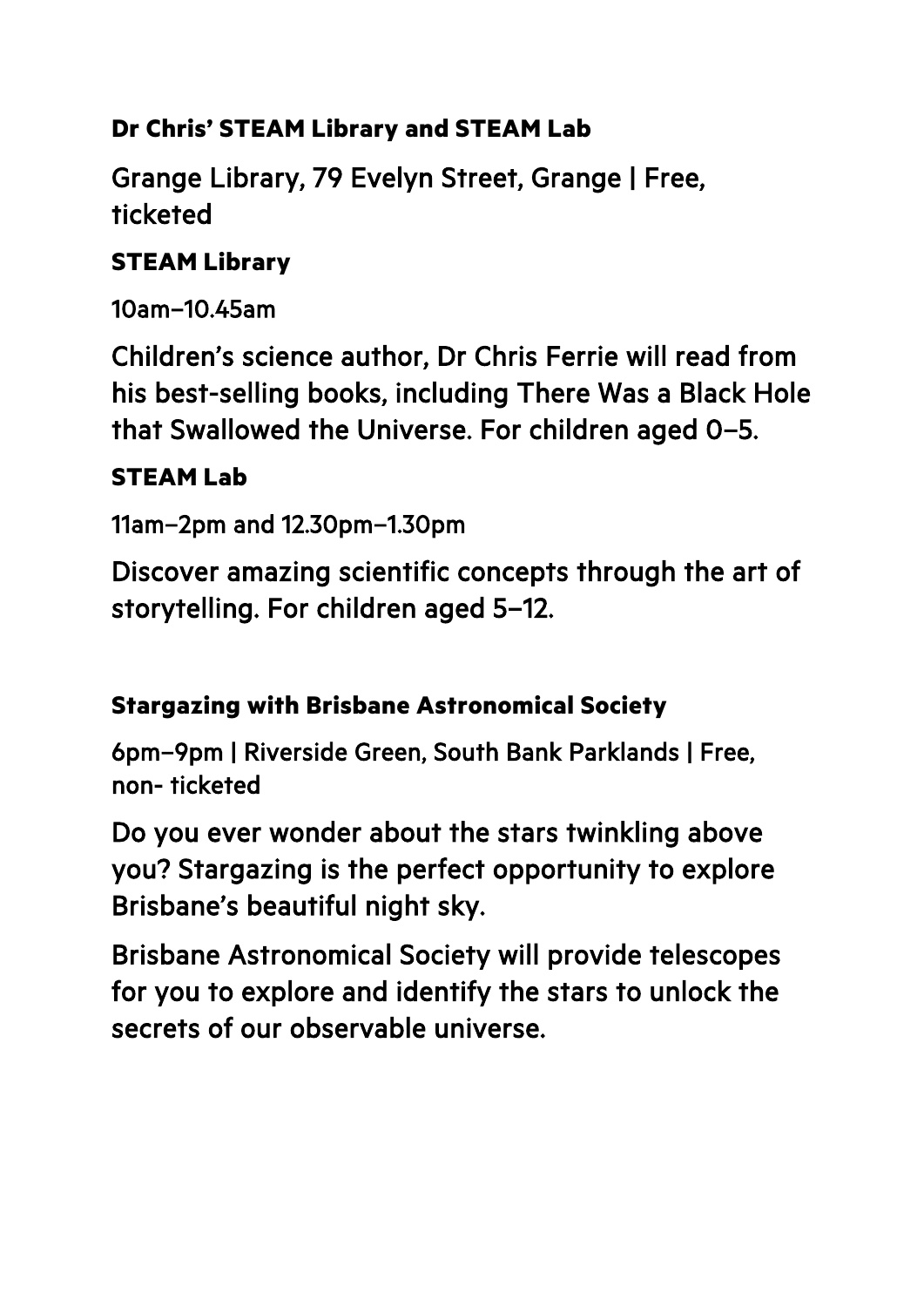### Dr Chris' STEAM Library and STEAM Lab

Grange Library, 79 Evelyn Street, Grange | Free, ticketed

#### STEAM Library

10am–10.45am

Children's science author, Dr Chris Ferrie will read from his best-selling books, including There Was a Black Hole that Swallowed the Universe. For children aged 0–5.

#### STEAM Lab

11am–2pm and 12.30pm–1.30pm

Discover amazing scientific concepts through the art of storytelling. For children aged 5–12.

### Stargazing with Brisbane Astronomical Society

6pm–9pm | Riverside Green, South Bank Parklands | Free, non- ticketed

Do you ever wonder about the stars twinkling above you? Stargazing is the perfect opportunity to explore Brisbane's beautiful night sky.

Brisbane Astronomical Society will provide telescopes for you to explore and identify the stars to unlock the secrets of our observable universe.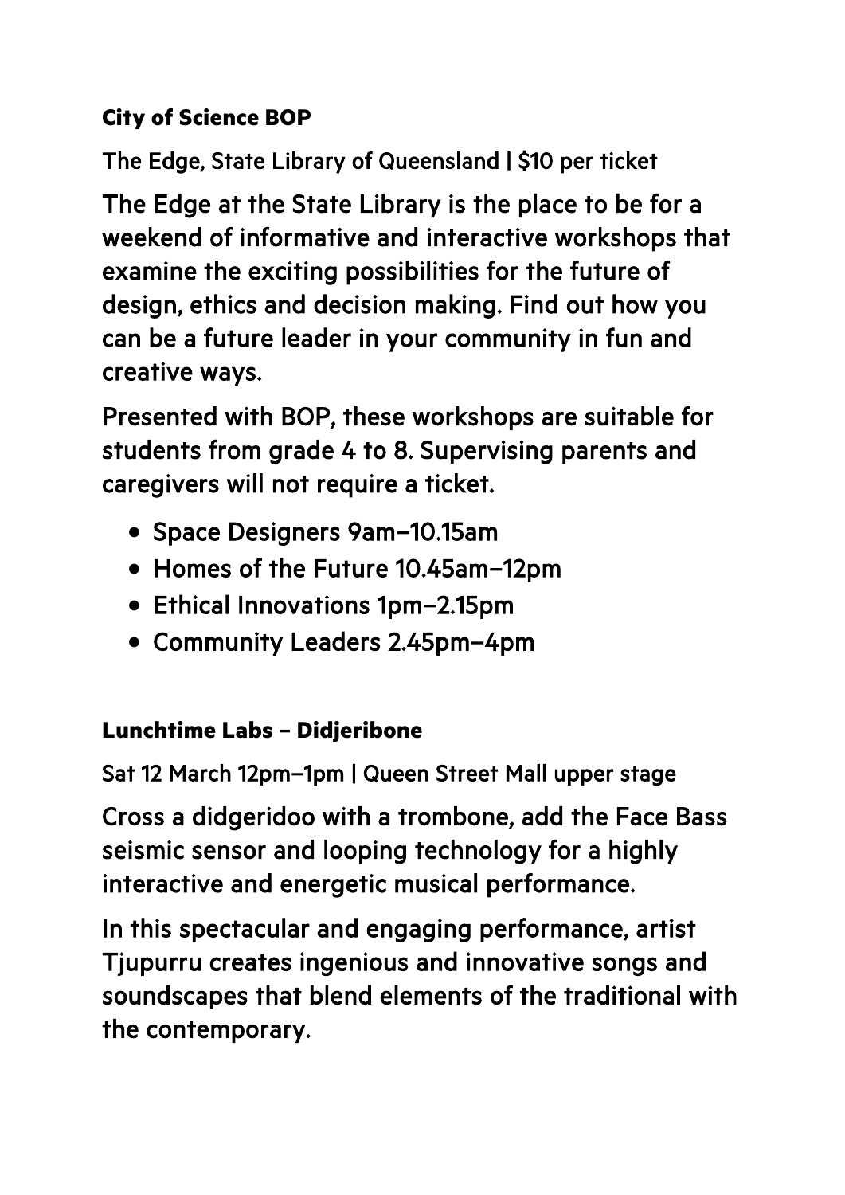### City of Science BOP

The Edge, State Library of Queensland | $10 per ticket

The Edge at the State Library is the place to be for a weekend of informative and interactive workshops that examine the exciting possibilities for the future of design, ethics and decision making. Find out how you can be a future leader in your community in fun and creative ways.

Presented with BOP, these workshops are suitable for students from grade 4 to 8. Supervising parents and caregivers will not require a ticket.

- Space Designers 9am–10.15am
- Homes of the Future 10.45am–12pm
- Ethical Innovations 1pm–2.15pm
- Community Leaders 2.45pm–4pm

### Lunchtime Labs – Didjeribone

Sat 12 March 12pm–1pm | Queen Street Mall upper stage

Cross a didgeridoo with a trombone, add the Face Bass seismic sensor and looping technology for a highly interactive and energetic musical performance.

In this spectacular and engaging performance, artist Tjupurru creates ingenious and innovative songs and soundscapes that blend elements of the traditional with the contemporary.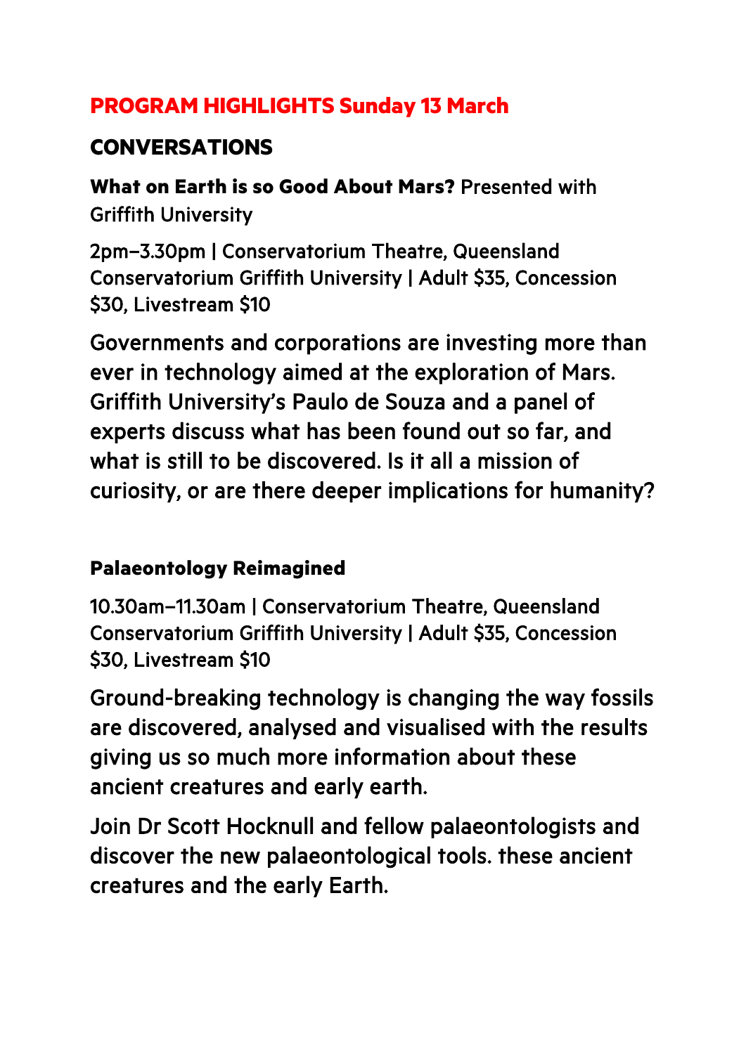## PROGRAM HIGHLIGHTS Sunday 13 March

### CONVERSATIONS

**What on Earth is so Good About Mars?** Presented with Griffith University

2pm–3.30pm | Conservatorium Theatre, Queensland Conservatorium Griffith University | Adult $35, Concession $30, Livestream $10

Governments and corporations are investing more than ever in technology aimed at the exploration of Mars. Griffith University's Paulo de Souza and a panel of experts discuss what has been found out so far, and what is still to be discovered. Is it all a mission of curiosity, or are there deeper implications for humanity?

**Palaeontology Reimagined**

10.30am–11.30am | Conservatorium Theatre, Queensland Conservatorium Griffith University | Adult $35, Concession $30, Livestream $10

Ground-breaking technology is changing the way fossils are discovered, analysed and visualised with the results giving us so much more information about these ancient creatures and early earth.

Join Dr Scott Hocknull and fellow palaeontologists and discover the new palaeontological tools. these ancient creatures and the early Earth.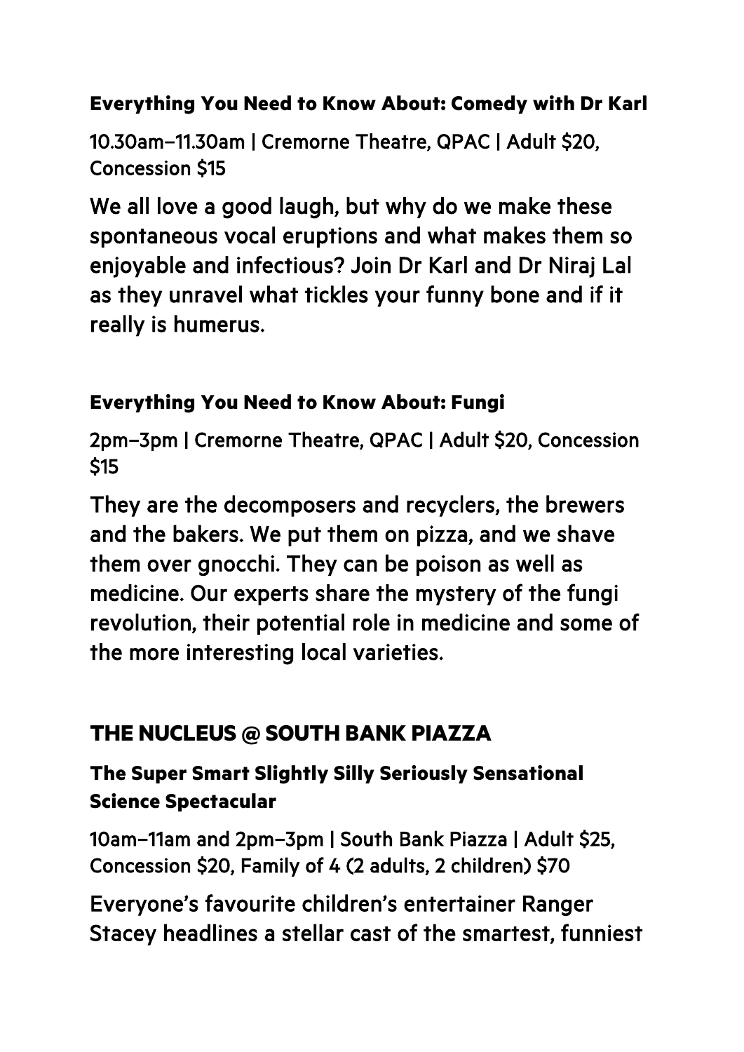### Everything You Need to Know About: Comedy with Dr Karl

10.30am–11.30am | Cremorne Theatre, QPAC | Adult $20, Concession $15

We all love a good laugh, but why do we make these spontaneous vocal eruptions and what makes them so enjoyable and infectious? Join Dr Karl and Dr Niraj Lal as they unravel what tickles your funny bone and if it really is humerus.

### Everything You Need to Know About: Fungi

2pm–3pm | Cremorne Theatre, QPAC | Adult $20, Concession $15

They are the decomposers and recyclers, the brewers and the bakers. We put them on pizza, and we shave them over gnocchi. They can be poison as well as medicine. Our experts share the mystery of the fungi revolution, their potential role in medicine and some of the more interesting local varieties.

## THE NUCLEUS @ SOUTH BANK PIAZZA

### The Super Smart Slightly Silly Seriously Sensational Science Spectacular

10am–11am and 2pm–3pm | South Bank Piazza | Adult $25, Concession $20, Family of 4 (2 adults, 2 children) $70

Everyone's favourite children's entertainer Ranger Stacey headlines a stellar cast of the smartest, funniest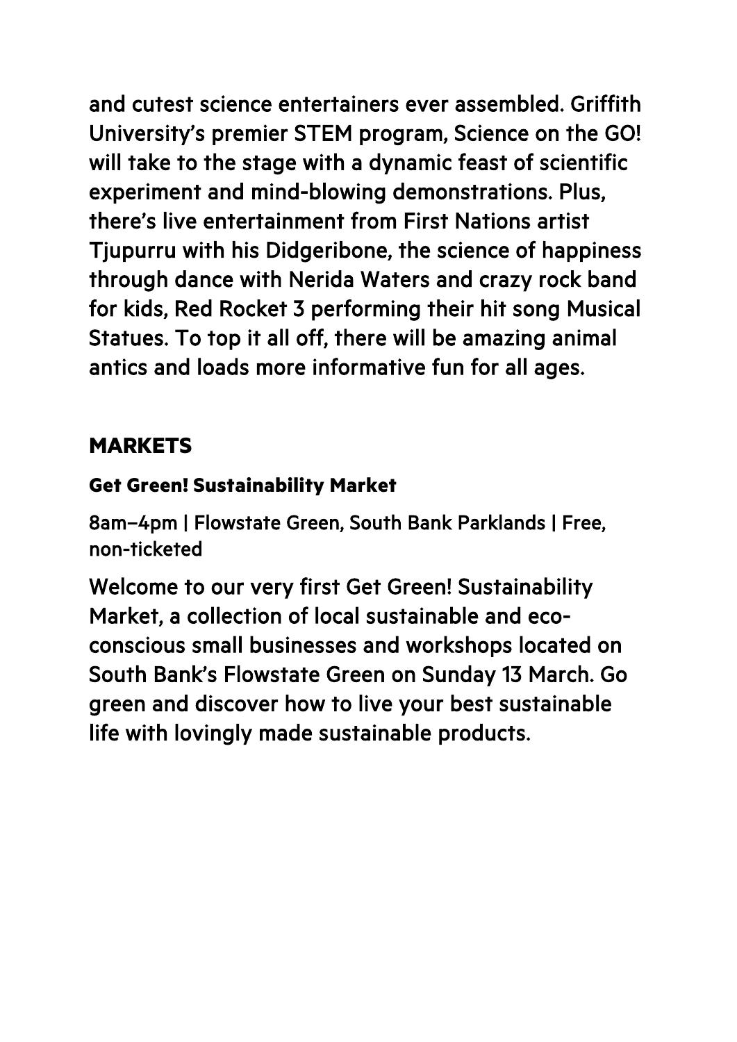and cutest science entertainers ever assembled. Griffith University's premier STEM program, Science on the GO! will take to the stage with a dynamic feast of scientific experiment and mind-blowing demonstrations. Plus, there's live entertainment from First Nations artist Tjupurru with his Didgeribone, the science of happiness through dance with Nerida Waters and crazy rock band for kids, Red Rocket 3 performing their hit song Musical Statues. To top it all off, there will be amazing animal antics and loads more informative fun for all ages.

## MARKETS

### Get Green! Sustainability Market

8am–4pm | Flowstate Green, South Bank Parklands | Free, non-ticketed

Welcome to our very first Get Green! Sustainability Market, a collection of local sustainable and eco-conscious small businesses and workshops located on South Bank's Flowstate Green on Sunday 13 March. Go green and discover how to live your best sustainable life with lovingly made sustainable products.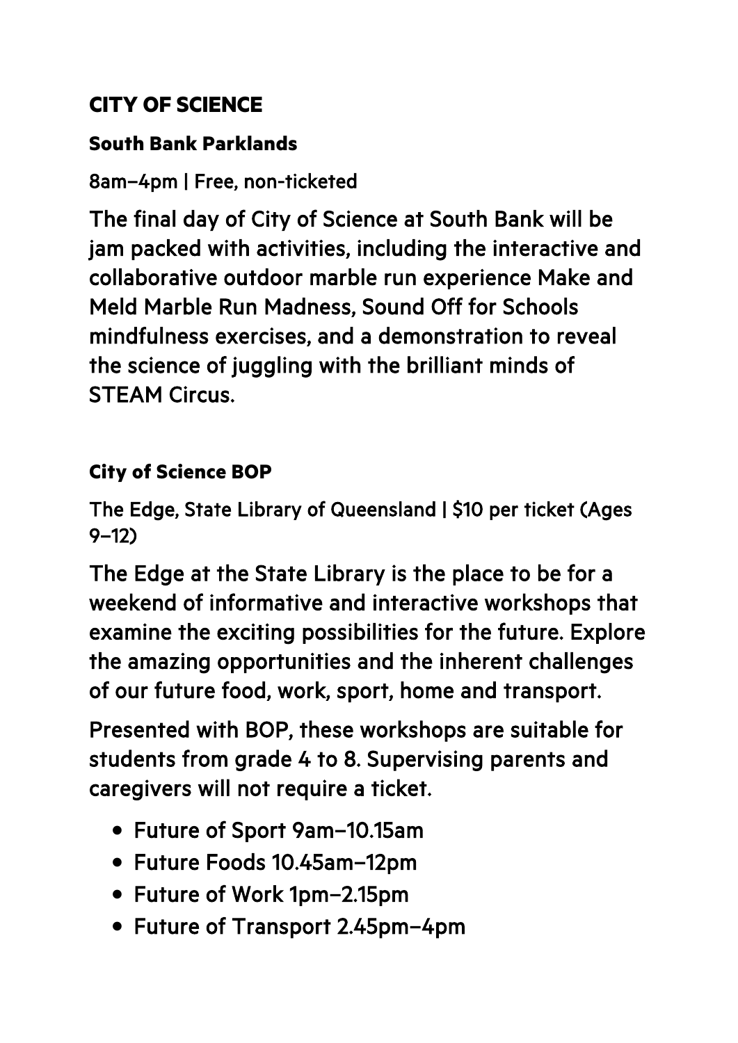## CITY OF SCIENCE

### South Bank Parklands

8am–4pm | Free, non-ticketed

The final day of City of Science at South Bank will be jam packed with activities, including the interactive and collaborative outdoor marble run experience Make and Meld Marble Run Madness, Sound Off for Schools mindfulness exercises, and a demonstration to reveal the science of juggling with the brilliant minds of STEAM Circus.

### City of Science BOP

The Edge, State Library of Queensland | $10 per ticket (Ages 9–12)

The Edge at the State Library is the place to be for a weekend of informative and interactive workshops that examine the exciting possibilities for the future. Explore the amazing opportunities and the inherent challenges of our future food, work, sport, home and transport.

Presented with BOP, these workshops are suitable for students from grade 4 to 8. Supervising parents and caregivers will not require a ticket.

- Future of Sport 9am–10.15am
- Future Foods 10.45am–12pm
- Future of Work 1pm–2.15pm
- Future of Transport 2.45pm–4pm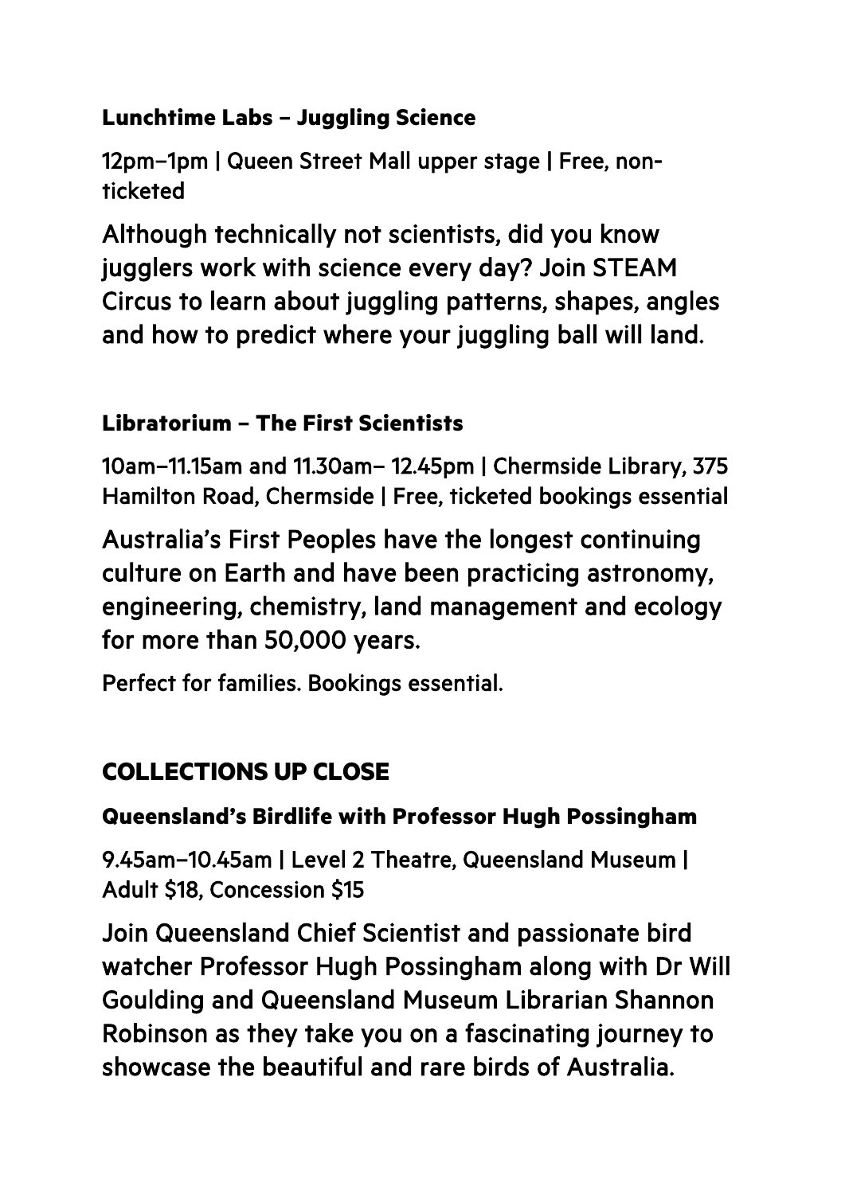### Lunchtime Labs – Juggling Science

12pm–1pm | Queen Street Mall upper stage | Free, non-ticketed

Although technically not scientists, did you know jugglers work with science every day? Join STEAM Circus to learn about juggling patterns, shapes, angles and how to predict where your juggling ball will land.

### Libratorium – The First Scientists

10am–11.15am and 11.30am– 12.45pm | Chermside Library, 375 Hamilton Road, Chermside | Free, ticketed bookings essential

Australia's First Peoples have the longest continuing culture on Earth and have been practicing astronomy, engineering, chemistry, land management and ecology for more than 50,000 years.

Perfect for families. Bookings essential.

## COLLECTIONS UP CLOSE

### Queensland's Birdlife with Professor Hugh Possingham

9.45am–10.45am | Level 2 Theatre, Queensland Museum | Adult $18, Concession $15

Join Queensland Chief Scientist and passionate bird watcher Professor Hugh Possingham along with Dr Will Goulding and Queensland Museum Librarian Shannon Robinson as they take you on a fascinating journey to showcase the beautiful and rare birds of Australia.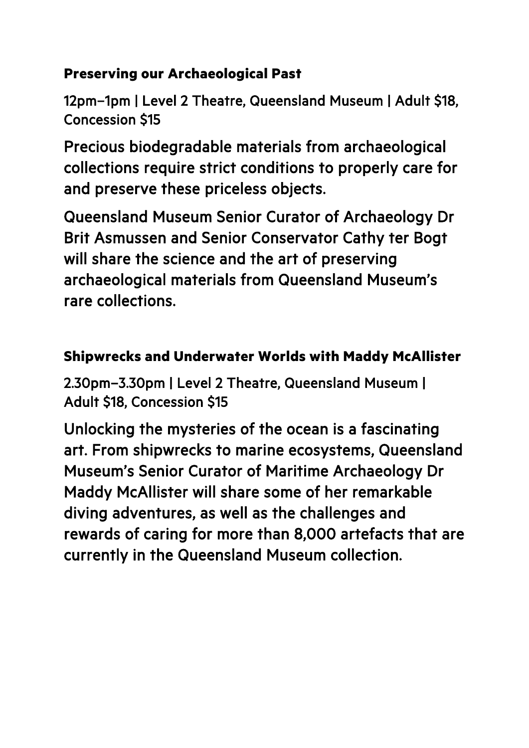### Preserving our Archaeological Past

12pm–1pm | Level 2 Theatre, Queensland Museum | Adult $18, Concession $15

Precious biodegradable materials from archaeological collections require strict conditions to properly care for and preserve these priceless objects.

Queensland Museum Senior Curator of Archaeology Dr Brit Asmussen and Senior Conservator Cathy ter Bogt will share the science and the art of preserving archaeological materials from Queensland Museum's rare collections.

### Shipwrecks and Underwater Worlds with Maddy McAllister

2.30pm–3.30pm | Level 2 Theatre, Queensland Museum | Adult $18, Concession $15

Unlocking the mysteries of the ocean is a fascinating art. From shipwrecks to marine ecosystems, Queensland Museum's Senior Curator of Maritime Archaeology Dr Maddy McAllister will share some of her remarkable diving adventures, as well as the challenges and rewards of caring for more than 8,000 artefacts that are currently in the Queensland Museum collection.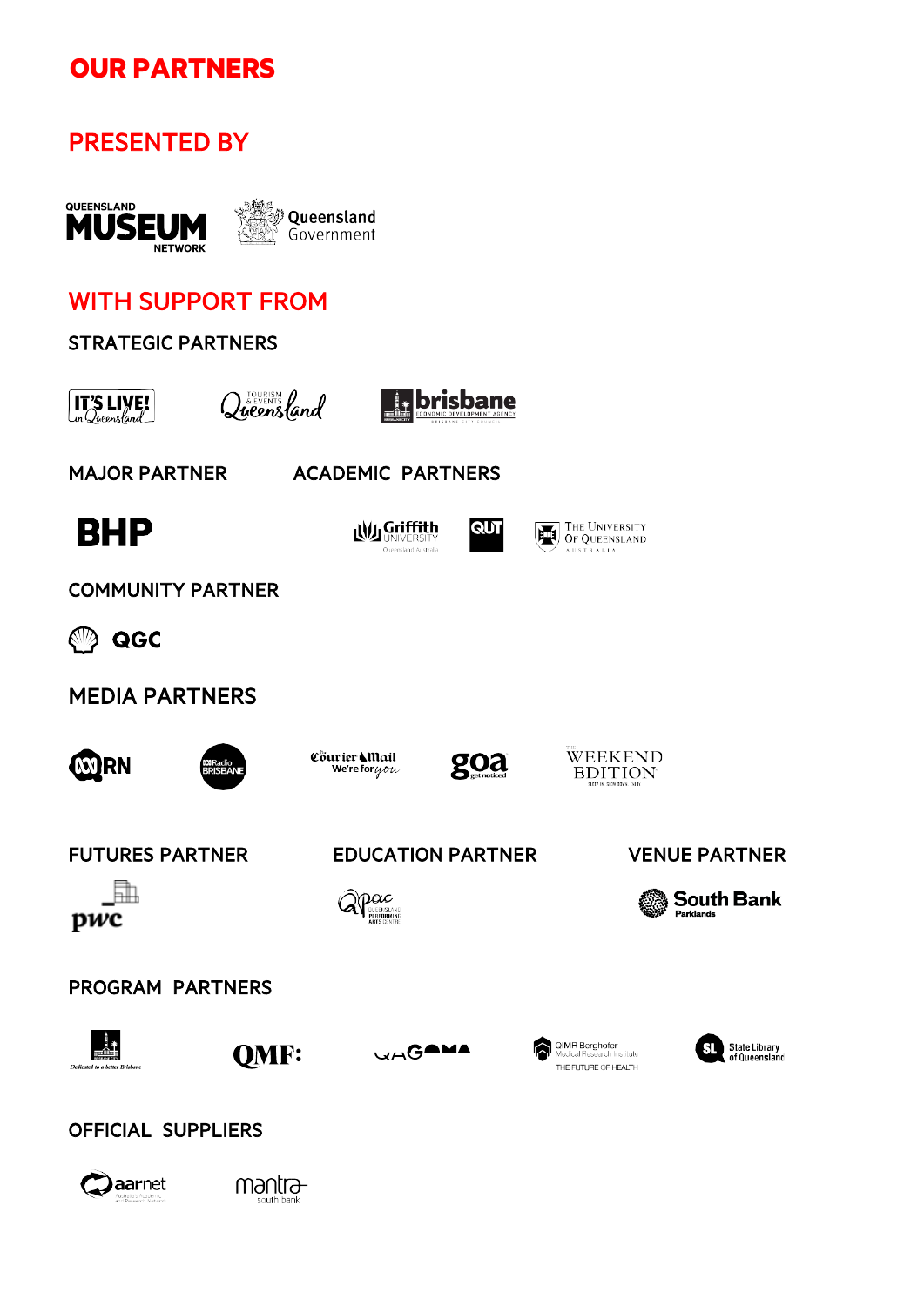# OUR PARTNERS

## PRESENTED BY

QUEENSLAND MUSEUM NETWORK

Queensland Government

## WITH SUPPORT FROM

### STRATEGIC PARTNERS

IT'S LIVE! in Queensland

Tourism & Events Queensland

brisbane ECONOMIC DEVELOPMENT AGENCY

### MAJOR PARTNER

BHP

### ACADEMIC PARTNERS

Griffith UNIVERSITY

QUT

THE UNIVERSITY OF QUEENSLAND AUSTRALIA

### COMMUNITY PARTNER

QGC

### MEDIA PARTNERS

RN

ABC Radio BRISBANE

Courier Mail We're for you

goa get noticed

WEEKEND EDITION

### FUTURES PARTNER

pwc

### EDUCATION PARTNER

Qpac QUEENSLAND PERFORMING ARTS CENTRE

### VENUE PARTNER

South Bank Parklands

### PROGRAM PARTNERS

Brisbane City — Dedicated to a better Brisbane

QMF:

QAGOMA

QIMR Berghofer Medical Research Institute — THE FUTURE OF HEALTH

State Library of Queensland

### OFFICIAL SUPPLIERS

aarnet

mantra south bank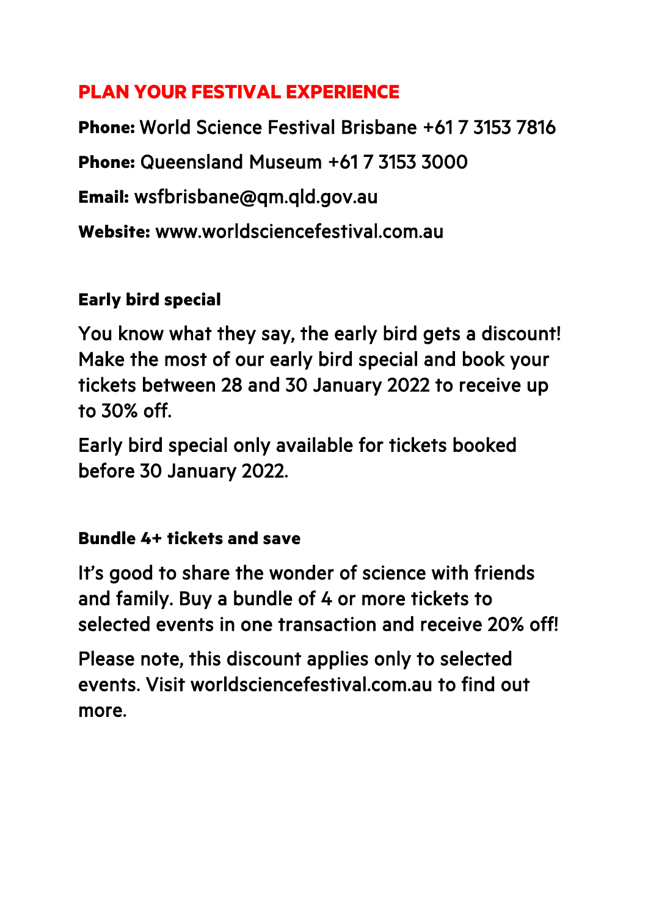## PLAN YOUR FESTIVAL EXPERIENCE

**Phone:** World Science Festival Brisbane +61 7 3153 7816

**Phone:** Queensland Museum +61 7 3153 3000

**Email:** wsfbrisbane@qm.qld.gov.au

**Website:** www.worldsciencefestival.com.au

### Early bird special

You know what they say, the early bird gets a discount! Make the most of our early bird special and book your tickets between 28 and 30 January 2022 to receive up to 30% off.

Early bird special only available for tickets booked before 30 January 2022.

### Bundle 4+ tickets and save

It's good to share the wonder of science with friends and family. Buy a bundle of 4 or more tickets to selected events in one transaction and receive 20% off!

Please note, this discount applies only to selected events. Visit worldsciencefestival.com.au to find out more.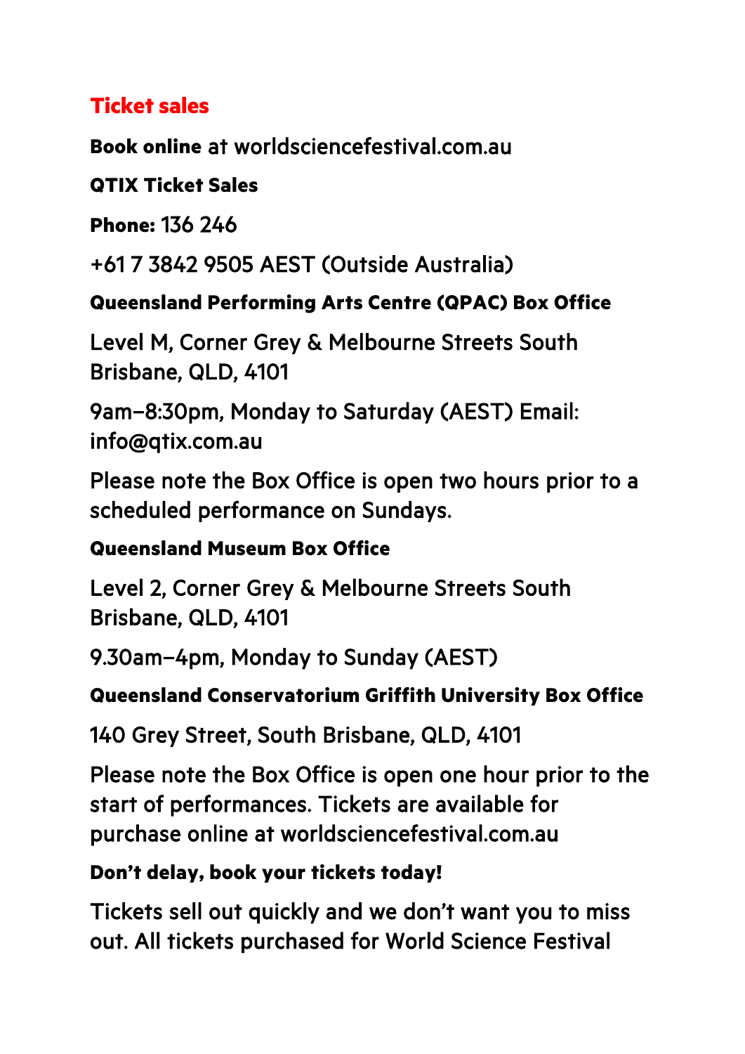## Ticket sales

**Book online** at worldsciencefestival.com.au

**QTIX Ticket Sales**

**Phone:** 136 246

+61 7 3842 9505 AEST (Outside Australia)

**Queensland Performing Arts Centre (QPAC) Box Office**

Level M, Corner Grey & Melbourne Streets South Brisbane, QLD, 4101

9am–8:30pm, Monday to Saturday (AEST) Email: info@qtix.com.au

Please note the Box Office is open two hours prior to a scheduled performance on Sundays.

**Queensland Museum Box Office**

Level 2, Corner Grey & Melbourne Streets South Brisbane, QLD, 4101

9.30am–4pm, Monday to Sunday (AEST)

**Queensland Conservatorium Griffith University Box Office**

140 Grey Street, South Brisbane, QLD, 4101

Please note the Box Office is open one hour prior to the start of performances. Tickets are available for purchase online at worldsciencefestival.com.au

**Don't delay, book your tickets today!**

Tickets sell out quickly and we don't want you to miss out. All tickets purchased for World Science Festival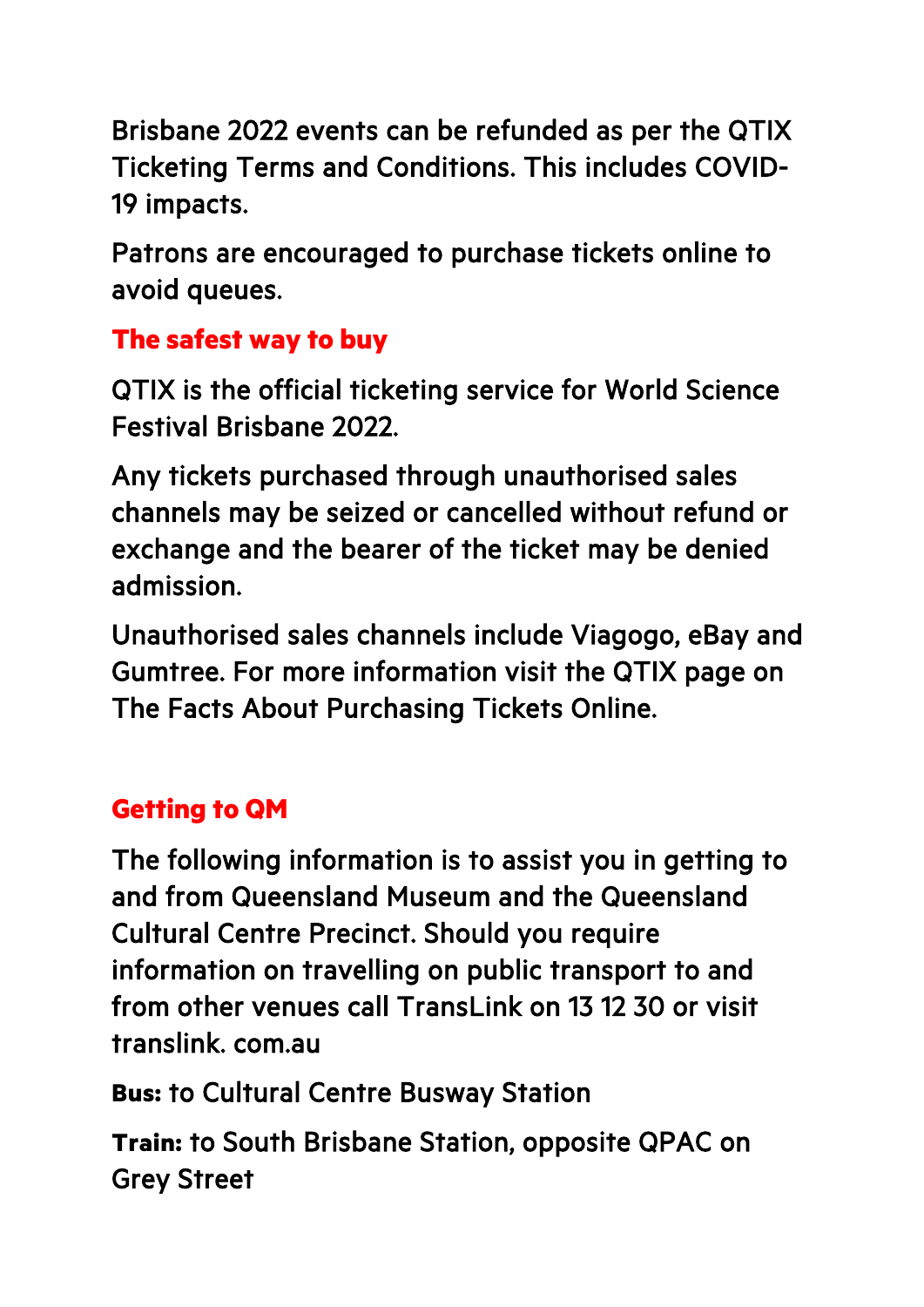Brisbane 2022 events can be refunded as per the QTIX Ticketing Terms and Conditions. This includes COVID-19 impacts.

Patrons are encouraged to purchase tickets online to avoid queues.

## The safest way to buy

QTIX is the official ticketing service for World Science Festival Brisbane 2022.

Any tickets purchased through unauthorised sales channels may be seized or cancelled without refund or exchange and the bearer of the ticket may be denied admission.

Unauthorised sales channels include Viagogo, eBay and Gumtree. For more information visit the QTIX page on The Facts About Purchasing Tickets Online.

## Getting to QM

The following information is to assist you in getting to and from Queensland Museum and the Queensland Cultural Centre Precinct. Should you require information on travelling on public transport to and from other venues call TransLink on 13 12 30 or visit translink. com.au

**Bus:** to Cultural Centre Busway Station

**Train:** to South Brisbane Station, opposite QPAC on Grey Street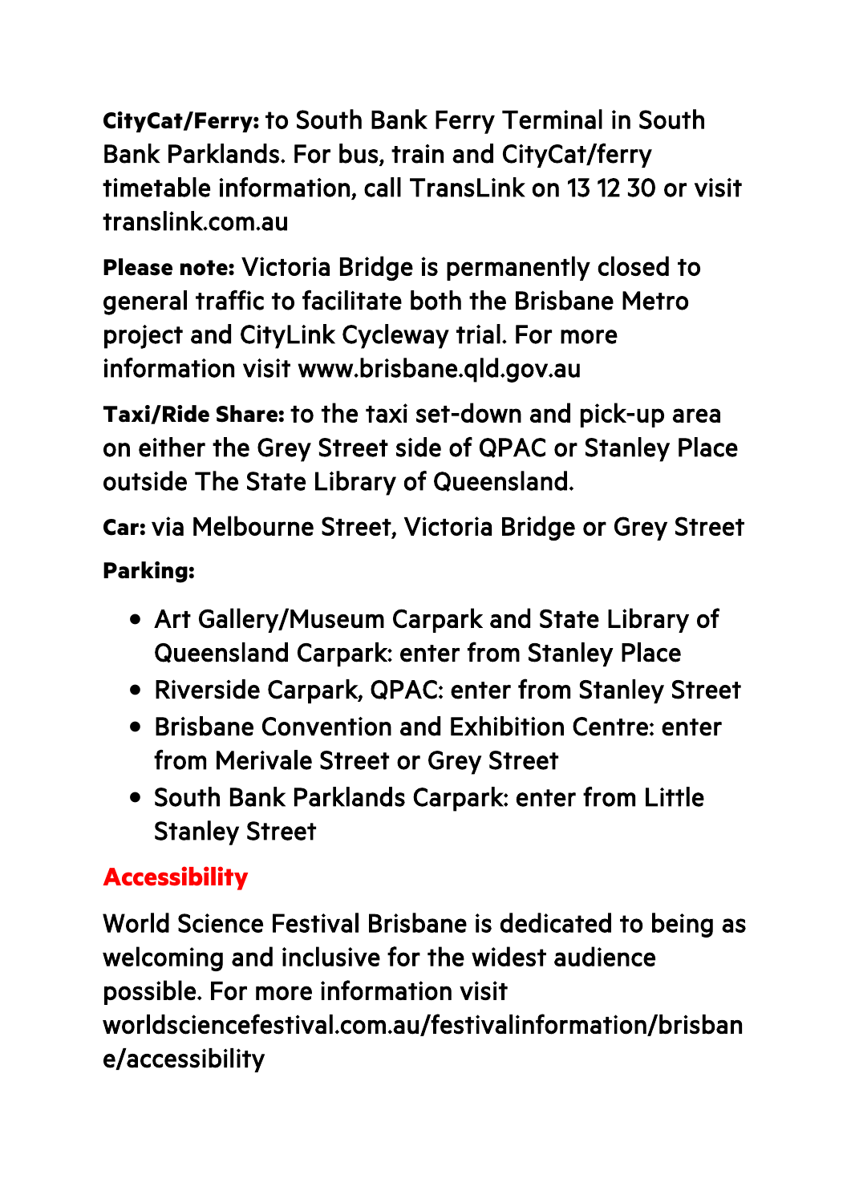**CityCat/Ferry:** to South Bank Ferry Terminal in South Bank Parklands. For bus, train and CityCat/ferry timetable information, call TransLink on 13 12 30 or visit translink.com.au

**Please note:** Victoria Bridge is permanently closed to general traffic to facilitate both the Brisbane Metro project and CityLink Cycleway trial. For more information visit www.brisbane.qld.gov.au

**Taxi/Ride Share:** to the taxi set-down and pick-up area on either the Grey Street side of QPAC or Stanley Place outside The State Library of Queensland.

**Car:** via Melbourne Street, Victoria Bridge or Grey Street

**Parking:**

- Art Gallery/Museum Carpark and State Library of Queensland Carpark: enter from Stanley Place
- Riverside Carpark, QPAC: enter from Stanley Street
- Brisbane Convention and Exhibition Centre: enter from Merivale Street or Grey Street
- South Bank Parklands Carpark: enter from Little Stanley Street

## Accessibility

World Science Festival Brisbane is dedicated to being as welcoming and inclusive for the widest audience possible. For more information visit worldsciencefestival.com.au/festivalinformation/brisbane/accessibility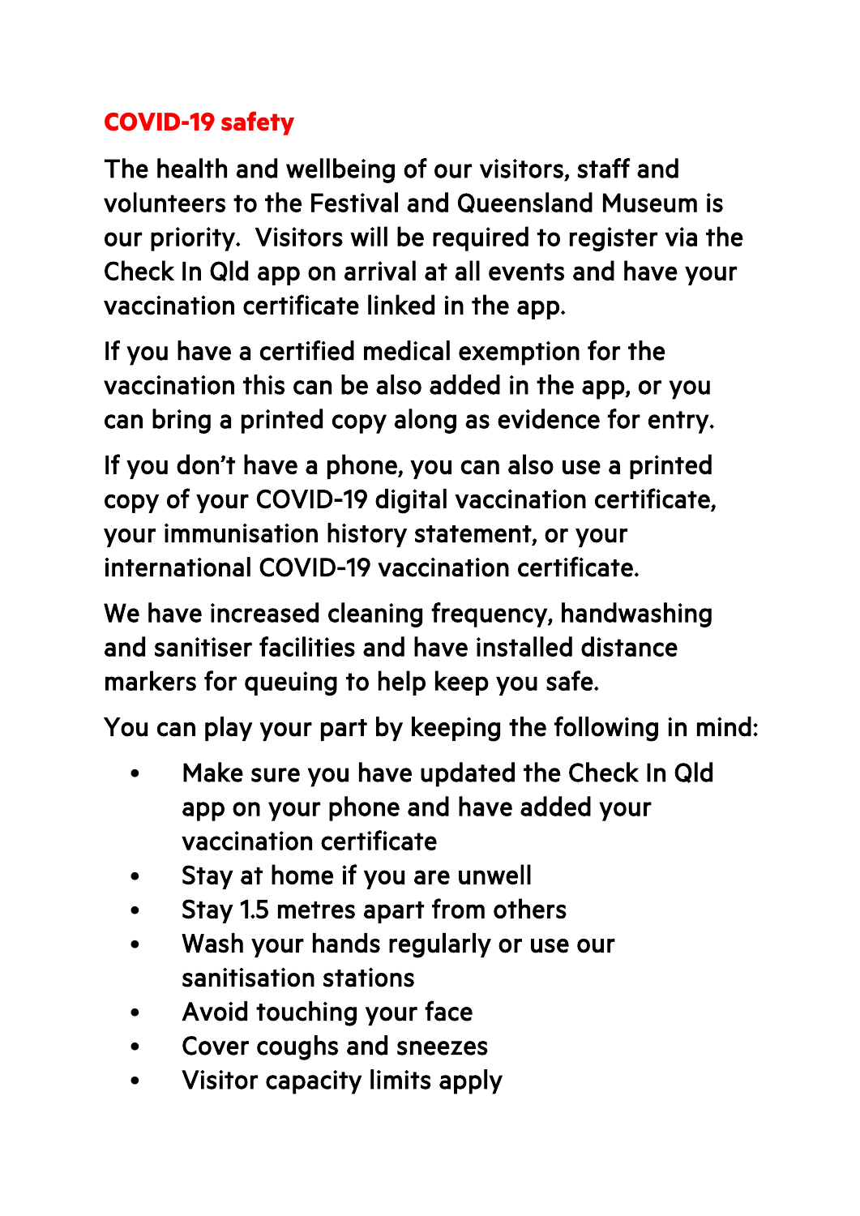## COVID-19 safety

The health and wellbeing of our visitors, staff and volunteers to the Festival and Queensland Museum is our priority. Visitors will be required to register via the Check In Qld app on arrival at all events and have your vaccination certificate linked in the app.

If you have a certified medical exemption for the vaccination this can be also added in the app, or you can bring a printed copy along as evidence for entry.

If you don't have a phone, you can also use a printed copy of your COVID-19 digital vaccination certificate, your immunisation history statement, or your international COVID-19 vaccination certificate.

We have increased cleaning frequency, handwashing and sanitiser facilities and have installed distance markers for queuing to help keep you safe.

You can play your part by keeping the following in mind:

- Make sure you have updated the Check In Qld app on your phone and have added your vaccination certificate
- Stay at home if you are unwell
- Stay 1.5 metres apart from others
- Wash your hands regularly or use our sanitisation stations
- Avoid touching your face
- Cover coughs and sneezes
- Visitor capacity limits apply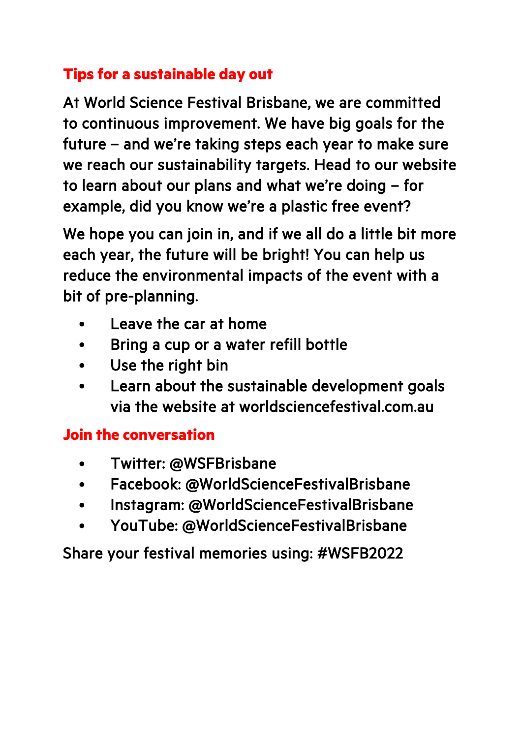## Tips for a sustainable day out

At World Science Festival Brisbane, we are committed to continuous improvement. We have big goals for the future – and we're taking steps each year to make sure we reach our sustainability targets. Head to our website to learn about our plans and what we're doing – for example, did you know we're a plastic free event?

We hope you can join in, and if we all do a little bit more each year, the future will be bright! You can help us reduce the environmental impacts of the event with a bit of pre-planning.

- Leave the car at home
- Bring a cup or a water refill bottle
- Use the right bin
- Learn about the sustainable development goals via the website at worldsciencefestival.com.au

## Join the conversation

- Twitter: @WSFBrisbane
- Facebook: @WorldScienceFestivalBrisbane
- Instagram: @WorldScienceFestivalBrisbane
- YouTube: @WorldScienceFestivalBrisbane

Share your festival memories using: #WSFB2022